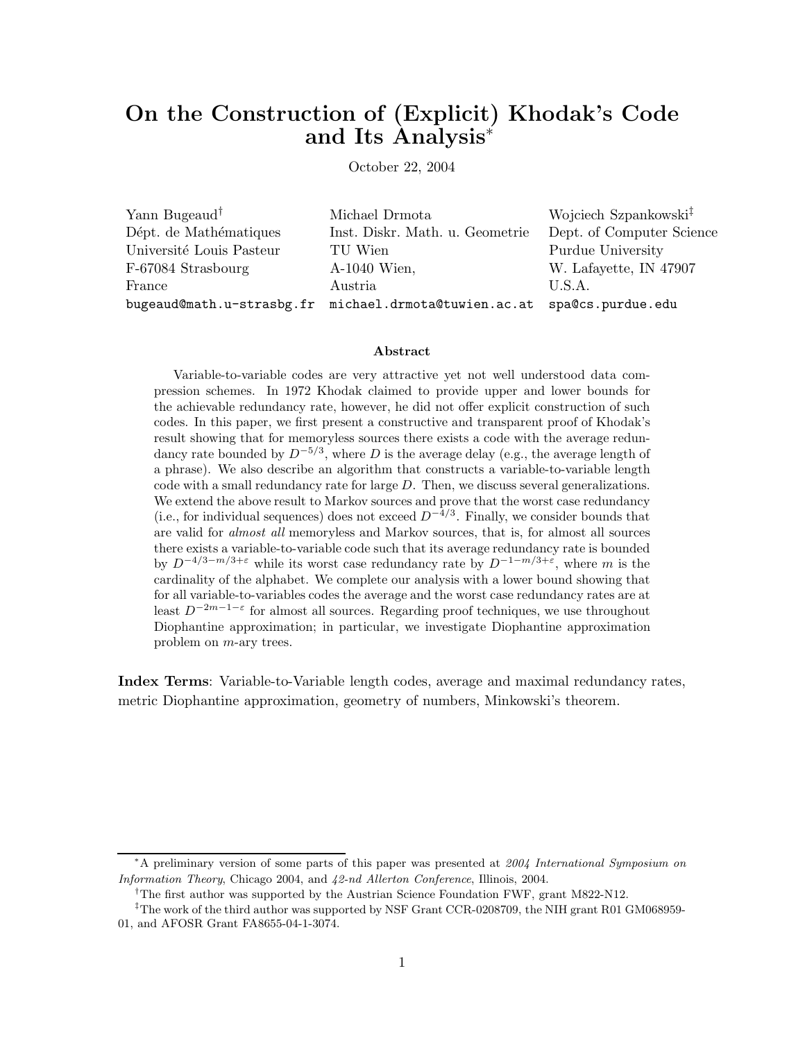# On the Construction of (Explicit) Khodak's Code and Its Analysis*

October 22, 2004

Yann Bugeaud[†]
Dépt. de Mathématiques
Université Louis Pasteur
F-67084 Strasbourg
France
bugeaud@math.u-strasbg.fr

Michael Drmota
Inst. Diskr. Math. u. Geometrie
TU Wien
A-1040 Wien,
Austria
michael.drmota@tuwien.ac.at

Wojciech Szpankowski[‡]
Dept. of Computer Science
Purdue University
W. Lafayette, IN 47907
U.S.A.
spa@cs.purdue.edu

### Abstract

Variable-to-variable codes are very attractive yet not well understood data compression schemes. In 1972 Khodak claimed to provide upper and lower bounds for the achievable redundancy rate, however, he did not offer explicit construction of such codes. In this paper, we first present a constructive and transparent proof of Khodak's result showing that for memoryless sources there exists a code with the average redundancy rate bounded by $D^{-5/3}$, where $D$ is the average delay (e.g., the average length of a phrase). We also describe an algorithm that constructs a variable-to-variable length code with a small redundancy rate for large $D$. Then, we discuss several generalizations. We extend the above result to Markov sources and prove that the worst case redundancy (i.e., for individual sequences) does not exceed $D^{-4/3}$. Finally, we consider bounds that are valid for *almost all* memoryless and Markov sources, that is, for almost all sources there exists a variable-to-variable code such that its average redundancy rate is bounded by $D^{-4/3-m/3+\varepsilon}$ while its worst case redundancy rate by $D^{-1-m/3+\varepsilon}$, where $m$ is the cardinality of the alphabet. We complete our analysis with a lower bound showing that for all variable-to-variables codes the average and the worst case redundancy rates are at least $D^{-2m-1-\varepsilon}$ for almost all sources. Regarding proof techniques, we use throughout Diophantine approximation; in particular, we investigate Diophantine approximation problem on $m$-ary trees.

**Index Terms**: Variable-to-Variable length codes, average and maximal redundancy rates, metric Diophantine approximation, geometry of numbers, Minkowski's theorem.

---

*A preliminary version of some parts of this paper was presented at *2004 International Symposium on Information Theory*, Chicago 2004, and *42-nd Allerton Conference*, Illinois, 2004.

[†]The first author was supported by the Austrian Science Foundation FWF, grant M822-N12.

[‡]The work of the third author was supported by NSF Grant CCR-0208709, the NIH grant R01 GM068959-01, and AFOSR Grant FA8655-04-1-3074.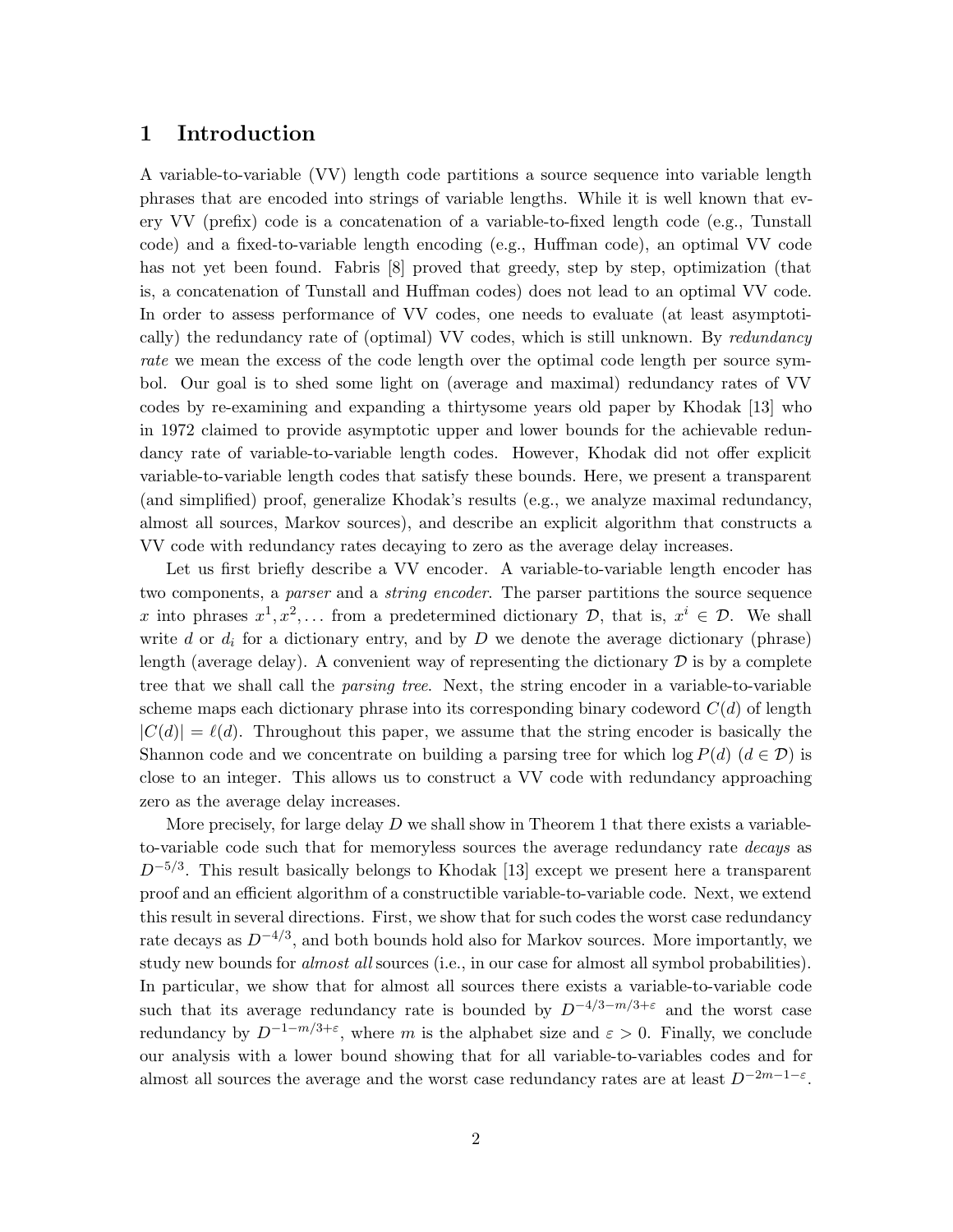## 1 Introduction

A variable-to-variable (VV) length code partitions a source sequence into variable length phrases that are encoded into strings of variable lengths. While it is well known that every VV (prefix) code is a concatenation of a variable-to-fixed length code (e.g., Tunstall code) and a fixed-to-variable length encoding (e.g., Huffman code), an optimal VV code has not yet been found. Fabris [8] proved that greedy, step by step, optimization (that is, a concatenation of Tunstall and Huffman codes) does not lead to an optimal VV code. In order to assess performance of VV codes, one needs to evaluate (at least asymptotically) the redundancy rate of (optimal) VV codes, which is still unknown. By *redundancy rate* we mean the excess of the code length over the optimal code length per source symbol. Our goal is to shed some light on (average and maximal) redundancy rates of VV codes by re-examining and expanding a thirtysome years old paper by Khodak [13] who in 1972 claimed to provide asymptotic upper and lower bounds for the achievable redundancy rate of variable-to-variable length codes. However, Khodak did not offer explicit variable-to-variable length codes that satisfy these bounds. Here, we present a transparent (and simplified) proof, generalize Khodak's results (e.g., we analyze maximal redundancy, almost all sources, Markov sources), and describe an explicit algorithm that constructs a VV code with redundancy rates decaying to zero as the average delay increases.

Let us first briefly describe a VV encoder. A variable-to-variable length encoder has two components, a *parser* and a *string encoder*. The parser partitions the source sequence $x$ into phrases $x^1, x^2, \ldots$ from a predetermined dictionary $\mathcal{D}$, that is, $x^i \in \mathcal{D}$. We shall write $d$ or $d_i$ for a dictionary entry, and by $D$ we denote the average dictionary (phrase) length (average delay). A convenient way of representing the dictionary $\mathcal{D}$ is by a complete tree that we shall call the *parsing tree*. Next, the string encoder in a variable-to-variable scheme maps each dictionary phrase into its corresponding binary codeword $C(d)$ of length $|C(d)| = \ell(d)$. Throughout this paper, we assume that the string encoder is basically the Shannon code and we concentrate on building a parsing tree for which $\log P(d)$ ($d \in \mathcal{D}$) is close to an integer. This allows us to construct a VV code with redundancy approaching zero as the average delay increases.

More precisely, for large delay $D$ we shall show in Theorem 1 that there exists a variable-to-variable code such that for memoryless sources the average redundancy rate *decays* as $D^{-5/3}$. This result basically belongs to Khodak [13] except we present here a transparent proof and an efficient algorithm of a constructible variable-to-variable code. Next, we extend this result in several directions. First, we show that for such codes the worst case redundancy rate decays as $D^{-4/3}$, and both bounds hold also for Markov sources. More importantly, we study new bounds for *almost all* sources (i.e., in our case for almost all symbol probabilities). In particular, we show that for almost all sources there exists a variable-to-variable code such that its average redundancy rate is bounded by $D^{-4/3-m/3+\varepsilon}$ and the worst case redundancy by $D^{-1-m/3+\varepsilon}$, where $m$ is the alphabet size and $\varepsilon > 0$. Finally, we conclude our analysis with a lower bound showing that for all variable-to-variables codes and for almost all sources the average and the worst case redundancy rates are at least $D^{-2m-1-\varepsilon}$.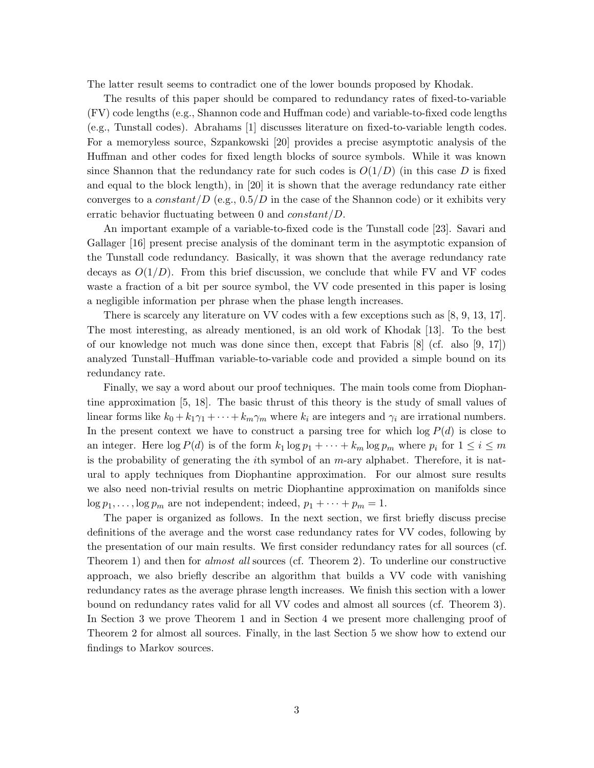The latter result seems to contradict one of the lower bounds proposed by Khodak.

The results of this paper should be compared to redundancy rates of fixed-to-variable (FV) code lengths (e.g., Shannon code and Huffman code) and variable-to-fixed code lengths (e.g., Tunstall codes). Abrahams [1] discusses literature on fixed-to-variable length codes. For a memoryless source, Szpankowski [20] provides a precise asymptotic analysis of the Huffman and other codes for fixed length blocks of source symbols. While it was known since Shannon that the redundancy rate for such codes is $O(1/D)$ (in this case $D$ is fixed and equal to the block length), in [20] it is shown that the average redundancy rate either converges to a $constant/D$ (e.g., $0.5/D$ in the case of the Shannon code) or it exhibits very erratic behavior fluctuating between 0 and $constant/D$.

An important example of a variable-to-fixed code is the Tunstall code [23]. Savari and Gallager [16] present precise analysis of the dominant term in the asymptotic expansion of the Tunstall code redundancy. Basically, it was shown that the average redundancy rate decays as $O(1/D)$. From this brief discussion, we conclude that while FV and VF codes waste a fraction of a bit per source symbol, the VV code presented in this paper is losing a negligible information per phrase when the phase length increases.

There is scarcely any literature on VV codes with a few exceptions such as [8, 9, 13, 17]. The most interesting, as already mentioned, is an old work of Khodak [13]. To the best of our knowledge not much was done since then, except that Fabris [8] (cf. also [9, 17]) analyzed Tunstall–Huffman variable-to-variable code and provided a simple bound on its redundancy rate.

Finally, we say a word about our proof techniques. The main tools come from Diophantine approximation [5, 18]. The basic thrust of this theory is the study of small values of linear forms like $k_0 + k_1\gamma_1 + \cdots + k_m\gamma_m$ where $k_i$ are integers and $\gamma_i$ are irrational numbers. In the present context we have to construct a parsing tree for which $\log P(d)$ is close to an integer. Here $\log P(d)$ is of the form $k_1 \log p_1 + \cdots + k_m \log p_m$ where $p_i$ for $1 \le i \le m$ is the probability of generating the $i$th symbol of an $m$-ary alphabet. Therefore, it is natural to apply techniques from Diophantine approximation. For our almost sure results we also need non-trivial results on metric Diophantine approximation on manifolds since $\log p_1, \ldots, \log p_m$ are not independent; indeed, $p_1 + \cdots + p_m = 1$.

The paper is organized as follows. In the next section, we first briefly discuss precise definitions of the average and the worst case redundancy rates for VV codes, following by the presentation of our main results. We first consider redundancy rates for all sources (cf. Theorem 1) and then for *almost all* sources (cf. Theorem 2). To underline our constructive approach, we also briefly describe an algorithm that builds a VV code with vanishing redundancy rates as the average phrase length increases. We finish this section with a lower bound on redundancy rates valid for all VV codes and almost all sources (cf. Theorem 3). In Section 3 we prove Theorem 1 and in Section 4 we present more challenging proof of Theorem 2 for almost all sources. Finally, in the last Section 5 we show how to extend our findings to Markov sources.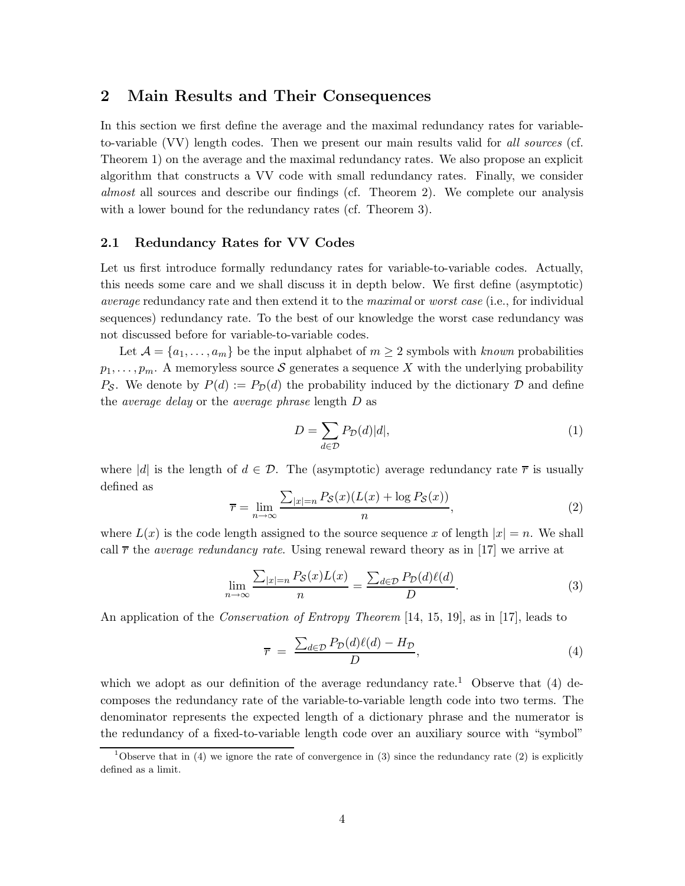## 2 Main Results and Their Consequences

In this section we first define the average and the maximal redundancy rates for variable-to-variable (VV) length codes. Then we present our main results valid for *all sources* (cf. Theorem 1) on the average and the maximal redundancy rates. We also propose an explicit algorithm that constructs a VV code with small redundancy rates. Finally, we consider *almost* all sources and describe our findings (cf. Theorem 2). We complete our analysis with a lower bound for the redundancy rates (cf. Theorem 3).

### 2.1 Redundancy Rates for VV Codes

Let us first introduce formally redundancy rates for variable-to-variable codes. Actually, this needs some care and we shall discuss it in depth below. We first define (asymptotic) *average* redundancy rate and then extend it to the *maximal* or *worst case* (i.e., for individual sequences) redundancy rate. To the best of our knowledge the worst case redundancy was not discussed before for variable-to-variable codes.

Let $\mathcal{A} = \{a_1, \ldots, a_m\}$ be the input alphabet of $m \geq 2$ symbols with *known* probabilities $p_1, \ldots, p_m$. A memoryless source $\mathcal{S}$ generates a sequence $X$ with the underlying probability $P_{\mathcal{S}}$. We denote by $P(d) := P_{\mathcal{D}}(d)$ the probability induced by the dictionary $\mathcal{D}$ and define the *average delay* or the *average phrase* length $D$ as

$$D = \sum_{d \in \mathcal{D}} P_{\mathcal{D}}(d)|d|, \tag{1}$$

where $|d|$ is the length of $d \in \mathcal{D}$. The (asymptotic) average redundancy rate $\overline{r}$ is usually defined as

$$\overline{r} = \lim_{n \to \infty} \frac{\sum_{|x|=n} P_{\mathcal{S}}(x)(L(x) + \log P_{\mathcal{S}}(x))}{n}, \tag{2}$$

where $L(x)$ is the code length assigned to the source sequence $x$ of length $|x| = n$. We shall call $\overline{r}$ the *average redundancy rate*. Using renewal reward theory as in [17] we arrive at

$$\lim_{n \to \infty} \frac{\sum_{|x|=n} P_{\mathcal{S}}(x)L(x)}{n} = \frac{\sum_{d \in \mathcal{D}} P_{\mathcal{D}}(d)\ell(d)}{D}. \tag{3}$$

An application of the *Conservation of Entropy Theorem* [14, 15, 19], as in [17], leads to

$$\overline{r} \;=\; \frac{\sum_{d \in \mathcal{D}} P_{\mathcal{D}}(d)\ell(d) - H_{\mathcal{D}}}{D}, \tag{4}$$

which we adopt as our definition of the average redundancy rate.[1] Observe that (4) decomposes the redundancy rate of the variable-to-variable length code into two terms. The denominator represents the expected length of a dictionary phrase and the numerator is the redundancy of a fixed-to-variable length code over an auxiliary source with "symbol"

[1] Observe that in (4) we ignore the rate of convergence in (3) since the redundancy rate (2) is explicitly defined as a limit.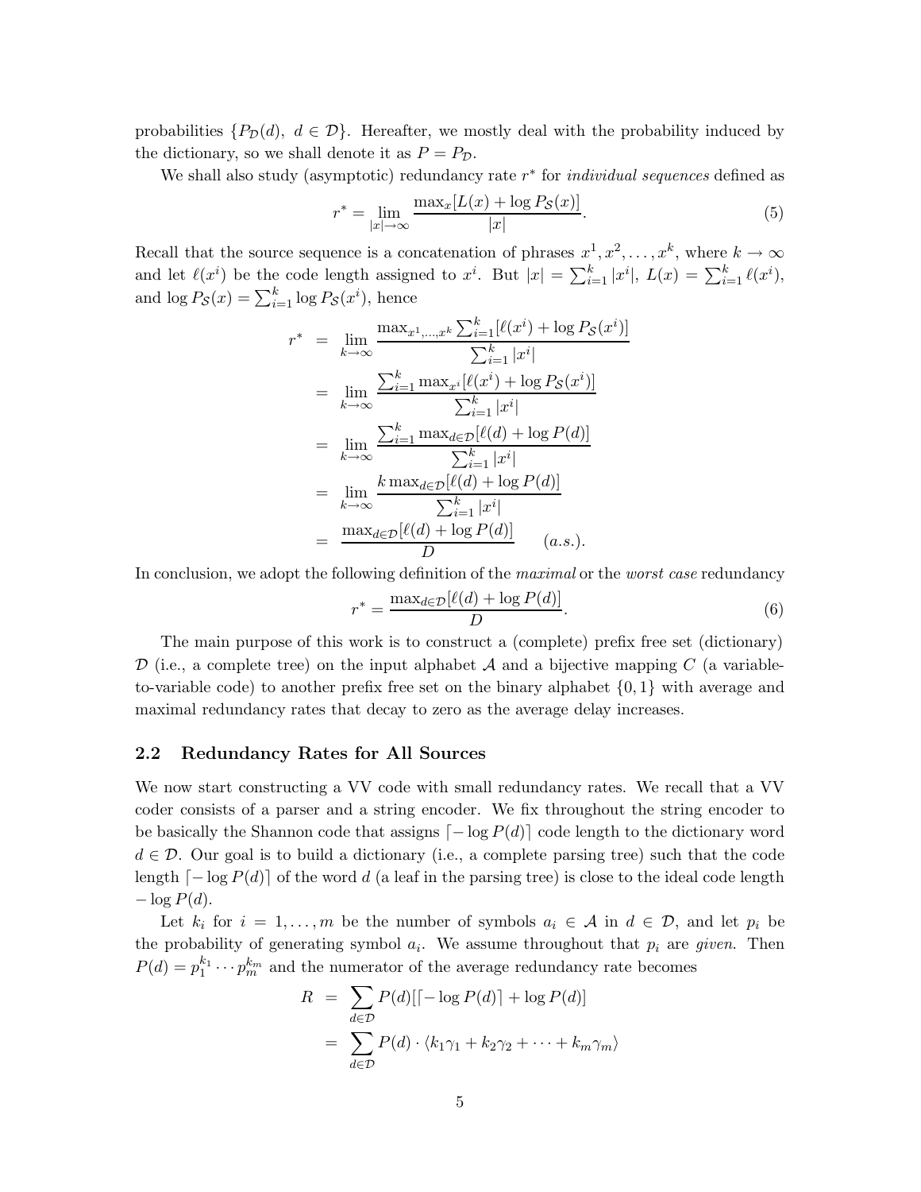probabilities $\{P_{\mathcal{D}}(d),\ d \in \mathcal{D}\}$. Hereafter, we mostly deal with the probability induced by the dictionary, so we shall denote it as $P = P_{\mathcal{D}}$.

We shall also study (asymptotic) redundancy rate $r^*$ for *individual sequences* defined as

$$r^* = \lim_{|x|\to\infty} \frac{\max_x [L(x) + \log P_{\mathcal{S}}(x)]}{|x|}. \tag{5}$$

Recall that the source sequence is a concatenation of phrases $x^1, x^2, \ldots, x^k$, where $k \to \infty$ and let $\ell(x^i)$ be the code length assigned to $x^i$. But $|x| = \sum_{i=1}^k |x^i|$, $L(x) = \sum_{i=1}^k \ell(x^i)$, and $\log P_{\mathcal{S}}(x) = \sum_{i=1}^k \log P_{\mathcal{S}}(x^i)$, hence

$$\begin{aligned}
r^* &= \lim_{k\to\infty} \frac{\max_{x^1,\ldots,x^k} \sum_{i=1}^k [\ell(x^i) + \log P_{\mathcal{S}}(x^i)]}{\sum_{i=1}^k |x^i|} \\
&= \lim_{k\to\infty} \frac{\sum_{i=1}^k \max_{x^i} [\ell(x^i) + \log P_{\mathcal{S}}(x^i)]}{\sum_{i=1}^k |x^i|} \\
&= \lim_{k\to\infty} \frac{\sum_{i=1}^k \max_{d\in\mathcal{D}} [\ell(d) + \log P(d)]}{\sum_{i=1}^k |x^i|} \\
&= \lim_{k\to\infty} \frac{k \max_{d\in\mathcal{D}} [\ell(d) + \log P(d)]}{\sum_{i=1}^k |x^i|} \\
&= \frac{\max_{d\in\mathcal{D}} [\ell(d) + \log P(d)]}{D} \qquad (a.s.).
\end{aligned}$$

In conclusion, we adopt the following definition of the *maximal* or the *worst case* redundancy

$$r^* = \frac{\max_{d\in\mathcal{D}} [\ell(d) + \log P(d)]}{D}. \tag{6}$$

The main purpose of this work is to construct a (complete) prefix free set (dictionary) $\mathcal{D}$ (i.e., a complete tree) on the input alphabet $\mathcal{A}$ and a bijective mapping $C$ (a variable-to-variable code) to another prefix free set on the binary alphabet $\{0, 1\}$ with average and maximal redundancy rates that decay to zero as the average delay increases.

## 2.2 Redundancy Rates for All Sources

We now start constructing a VV code with small redundancy rates. We recall that a VV coder consists of a parser and a string encoder. We fix throughout the string encoder to be basically the Shannon code that assigns $\lceil -\log P(d) \rceil$ code length to the dictionary word $d \in \mathcal{D}$. Our goal is to build a dictionary (i.e., a complete parsing tree) such that the code length $\lceil -\log P(d) \rceil$ of the word $d$ (a leaf in the parsing tree) is close to the ideal code length $-\log P(d)$.

Let $k_i$ for $i = 1, \ldots, m$ be the number of symbols $a_i \in \mathcal{A}$ in $d \in \mathcal{D}$, and let $p_i$ be the probability of generating symbol $a_i$. We assume throughout that $p_i$ are *given*. Then $P(d) = p_1^{k_1} \cdots p_m^{k_m}$ and the numerator of the average redundancy rate becomes

$$\begin{aligned}
R &= \sum_{d\in\mathcal{D}} P(d)[\lceil -\log P(d) \rceil + \log P(d)] \\
&= \sum_{d\in\mathcal{D}} P(d) \cdot \langle k_1\gamma_1 + k_2\gamma_2 + \cdots + k_m\gamma_m \rangle
\end{aligned}$$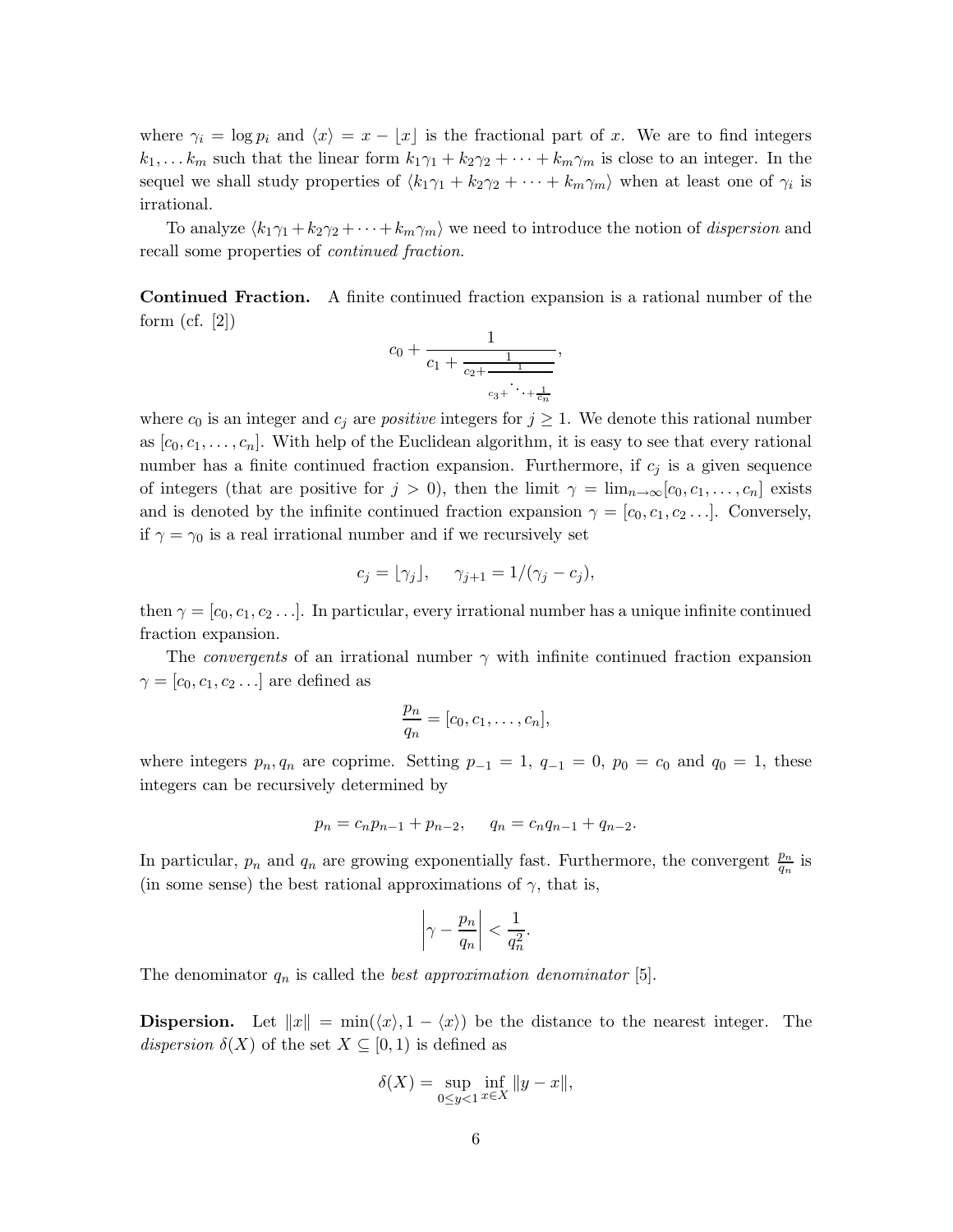where $\gamma_i = \log p_i$ and $\langle x \rangle = x - \lfloor x \rfloor$ is the fractional part of $x$. We are to find integers $k_1, \ldots k_m$ such that the linear form $k_1\gamma_1 + k_2\gamma_2 + \cdots + k_m\gamma_m$ is close to an integer. In the sequel we shall study properties of $\langle k_1\gamma_1 + k_2\gamma_2 + \cdots + k_m\gamma_m \rangle$ when at least one of $\gamma_i$ is irrational.

To analyze $\langle k_1\gamma_1 + k_2\gamma_2 + \cdots + k_m\gamma_m \rangle$ we need to introduce the notion of *dispersion* and recall some properties of *continued fraction*.

**Continued Fraction.** A finite continued fraction expansion is a rational number of the form (cf. [2])

$$c_0 + \cfrac{1}{c_1 + \cfrac{1}{c_2 + \cfrac{1}{c_3 + \ddots + \frac{1}{c_n}}}},$$

where $c_0$ is an integer and $c_j$ are *positive* integers for $j \geq 1$. We denote this rational number as $[c_0, c_1, \ldots, c_n]$. With help of the Euclidean algorithm, it is easy to see that every rational number has a finite continued fraction expansion. Furthermore, if $c_j$ is a given sequence of integers (that are positive for $j > 0$), then the limit $\gamma = \lim_{n\to\infty}[c_0, c_1, \ldots, c_n]$ exists and is denoted by the infinite continued fraction expansion $\gamma = [c_0, c_1, c_2 \ldots]$. Conversely, if $\gamma = \gamma_0$ is a real irrational number and if we recursively set

$$c_j = \lfloor \gamma_j \rfloor, \qquad \gamma_{j+1} = 1/(\gamma_j - c_j),$$

then $\gamma = [c_0, c_1, c_2 \ldots]$. In particular, every irrational number has a unique infinite continued fraction expansion.

The *convergents* of an irrational number $\gamma$ with infinite continued fraction expansion $\gamma = [c_0, c_1, c_2 \ldots]$ are defined as

$$\frac{p_n}{q_n} = [c_0, c_1, \ldots, c_n],$$

where integers $p_n, q_n$ are coprime. Setting $p_{-1} = 1$, $q_{-1} = 0$, $p_0 = c_0$ and $q_0 = 1$, these integers can be recursively determined by

$$p_n = c_n p_{n-1} + p_{n-2}, \qquad q_n = c_n q_{n-1} + q_{n-2}.$$

In particular, $p_n$ and $q_n$ are growing exponentially fast. Furthermore, the convergent $\frac{p_n}{q_n}$ is (in some sense) the best rational approximations of $\gamma$, that is,

$$\left| \gamma - \frac{p_n}{q_n} \right| < \frac{1}{q_n^2}.$$

The denominator $q_n$ is called the *best approximation denominator* [5].

**Dispersion.** Let $\|x\| = \min(\langle x \rangle, 1 - \langle x \rangle)$ be the distance to the nearest integer. The *dispersion* $\delta(X)$ of the set $X \subseteq [0, 1)$ is defined as

$$\delta(X) = \sup_{0 \leq y < 1} \inf_{x \in X} \|y - x\|,$$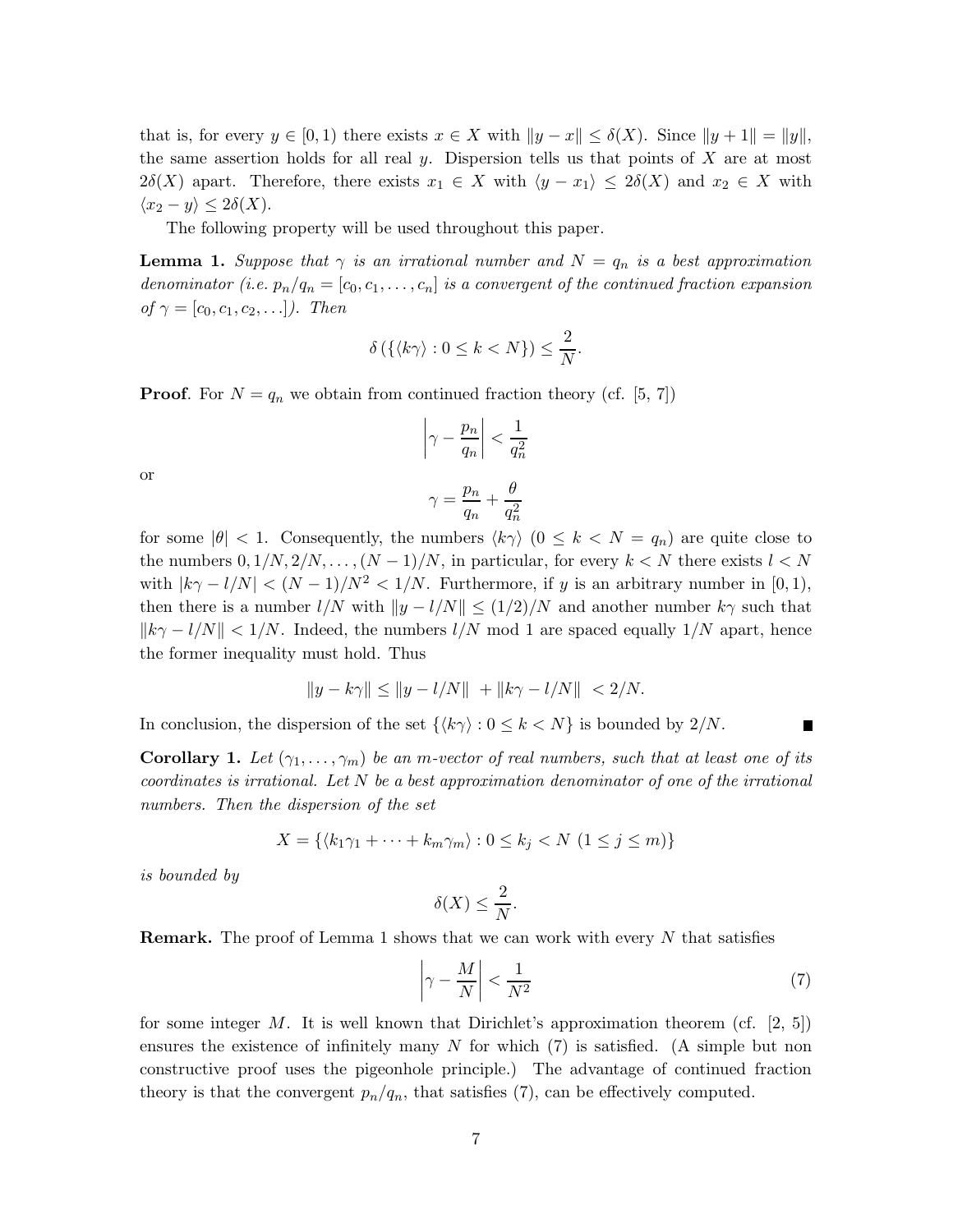that is, for every $y \in [0,1)$ there exists $x \in X$ with $\|y - x\| \le \delta(X)$. Since $\|y+1\| = \|y\|$, the same assertion holds for all real $y$. Dispersion tells us that points of $X$ are at most $2\delta(X)$ apart. Therefore, there exists $x_1 \in X$ with $\langle y - x_1 \rangle \le 2\delta(X)$ and $x_2 \in X$ with $\langle x_2 - y \rangle \le 2\delta(X)$.

The following property will be used throughout this paper.

**Lemma 1.** *Suppose that $\gamma$ is an irrational number and $N = q_n$ is a best approximation denominator (i.e. $p_n/q_n = [c_0, c_1, \ldots, c_n]$ is a convergent of the continued fraction expansion of $\gamma = [c_0, c_1, c_2, \ldots]$). Then*

$$\delta\left(\{\langle k\gamma \rangle : 0 \le k < N\}\right) \le \frac{2}{N}.$$

**Proof**. For $N = q_n$ we obtain from continued fraction theory (cf. [5, 7])

$$\left|\gamma - \frac{p_n}{q_n}\right| < \frac{1}{q_n^2}$$

or

$$\gamma = \frac{p_n}{q_n} + \frac{\theta}{q_n^2}$$

for some $|\theta| < 1$. Consequently, the numbers $\langle k\gamma \rangle$ ($0 \le k < N = q_n$) are quite close to the numbers $0, 1/N, 2/N, \ldots, (N-1)/N$, in particular, for every $k < N$ there exists $l < N$ with $|k\gamma - l/N| < (N-1)/N^2 < 1/N$. Furthermore, if $y$ is an arbitrary number in $[0,1)$, then there is a number $l/N$ with $\|y - l/N\| \le (1/2)/N$ and another number $k\gamma$ such that $\|k\gamma - l/N\| < 1/N$. Indeed, the numbers $l/N$ mod 1 are spaced equally $1/N$ apart, hence the former inequality must hold. Thus

$$\|y - k\gamma\| \le \|y - l/N\| + \|k\gamma - l/N\| < 2/N.$$

In conclusion, the dispersion of the set $\{\langle k\gamma \rangle : 0 \le k < N\}$ is bounded by $2/N$. ∎

**Corollary 1.** *Let $(\gamma_1, \ldots, \gamma_m)$ be an $m$-vector of real numbers, such that at least one of its coordinates is irrational. Let $N$ be a best approximation denominator of one of the irrational numbers. Then the dispersion of the set*

$$X = \{\langle k_1\gamma_1 + \cdots + k_m\gamma_m \rangle : 0 \le k_j < N \ (1 \le j \le m)\}$$

*is bounded by*

$$\delta(X) \le \frac{2}{N}.$$

**Remark.** The proof of Lemma 1 shows that we can work with every $N$ that satisfies

$$\left|\gamma - \frac{M}{N}\right| < \frac{1}{N^2} \tag{7}$$

for some integer $M$. It is well known that Dirichlet's approximation theorem (cf. [2, 5]) ensures the existence of infinitely many $N$ for which (7) is satisfied. (A simple but non constructive proof uses the pigeonhole principle.) The advantage of continued fraction theory is that the convergent $p_n/q_n$, that satisfies (7), can be effectively computed.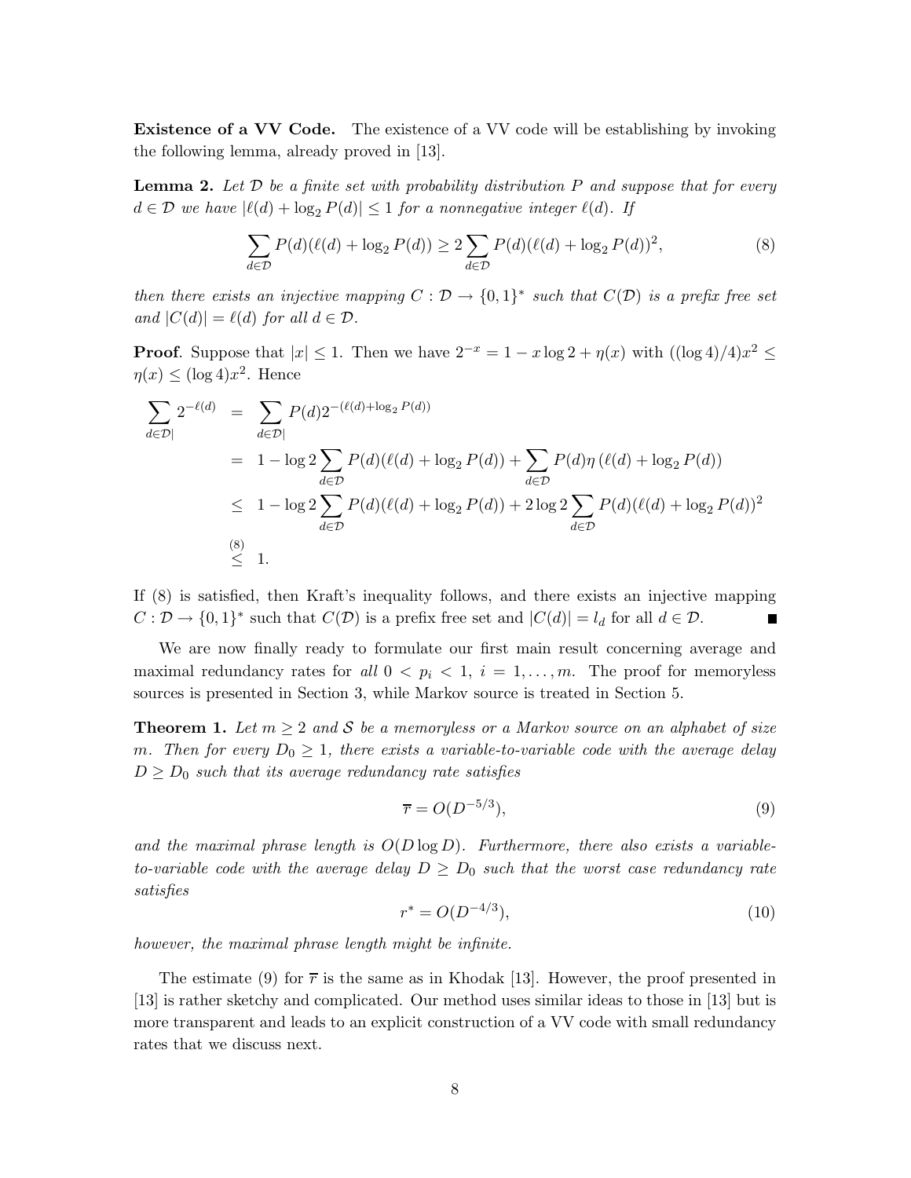**Existence of a VV Code.** The existence of a VV code will be establishing by invoking the following lemma, already proved in [13].

**Lemma 2.** *Let $\mathcal{D}$ be a finite set with probability distribution $P$ and suppose that for every $d \in \mathcal{D}$ we have $|\ell(d) + \log_2 P(d)| \leq 1$ for a nonnegative integer $\ell(d)$. If*

$$\sum_{d \in \mathcal{D}} P(d)(\ell(d) + \log_2 P(d)) \geq 2 \sum_{d \in \mathcal{D}} P(d)(\ell(d) + \log_2 P(d))^2, \tag{8}$$

*then there exists an injective mapping $C : \mathcal{D} \to \{0,1\}^*$ such that $C(\mathcal{D})$ is a prefix free set and $|C(d)| = \ell(d)$ for all $d \in \mathcal{D}$.*

**Proof**. Suppose that $|x| \leq 1$. Then we have $2^{-x} = 1 - x \log 2 + \eta(x)$ with $((\log 4)/4)x^2 \leq \eta(x) \leq (\log 4)x^2$. Hence

$$\begin{aligned}
\sum_{d \in \mathcal{D}|} 2^{-\ell(d)} &= \sum_{d \in \mathcal{D}|} P(d) 2^{-(\ell(d) + \log_2 P(d))} \\
&= 1 - \log 2 \sum_{d \in \mathcal{D}} P(d)(\ell(d) + \log_2 P(d)) + \sum_{d \in \mathcal{D}} P(d) \eta\left(\ell(d) + \log_2 P(d)\right) \\
&\leq 1 - \log 2 \sum_{d \in \mathcal{D}} P(d)(\ell(d) + \log_2 P(d)) + 2 \log 2 \sum_{d \in \mathcal{D}} P(d)(\ell(d) + \log_2 P(d))^2 \\
&\overset{(8)}{\leq} 1.
\end{aligned}$$

If (8) is satisfied, then Kraft's inequality follows, and there exists an injective mapping $C : \mathcal{D} \to \{0,1\}^*$ such that $C(\mathcal{D})$ is a prefix free set and $|C(d)| = l_d$ for all $d \in \mathcal{D}$. ■

We are now finally ready to formulate our first main result concerning average and maximal redundancy rates for *all* $0 < p_i < 1$, $i = 1, \ldots, m$. The proof for memoryless sources is presented in Section 3, while Markov source is treated in Section 5.

**Theorem 1.** *Let $m \geq 2$ and $\mathcal{S}$ be a memoryless or a Markov source on an alphabet of size $m$. Then for every $D_0 \geq 1$, there exists a variable-to-variable code with the average delay $D \geq D_0$ such that its average redundancy rate satisfies*

$$\overline{r} = O(D^{-5/3}), \tag{9}$$

*and the maximal phrase length is $O(D \log D)$. Furthermore, there also exists a variable-to-variable code with the average delay $D \geq D_0$ such that the worst case redundancy rate satisfies*

$$r^* = O(D^{-4/3}), \tag{10}$$

*however, the maximal phrase length might be infinite.*

The estimate (9) for $\overline{r}$ is the same as in Khodak [13]. However, the proof presented in [13] is rather sketchy and complicated. Our method uses similar ideas to those in [13] but is more transparent and leads to an explicit construction of a VV code with small redundancy rates that we discuss next.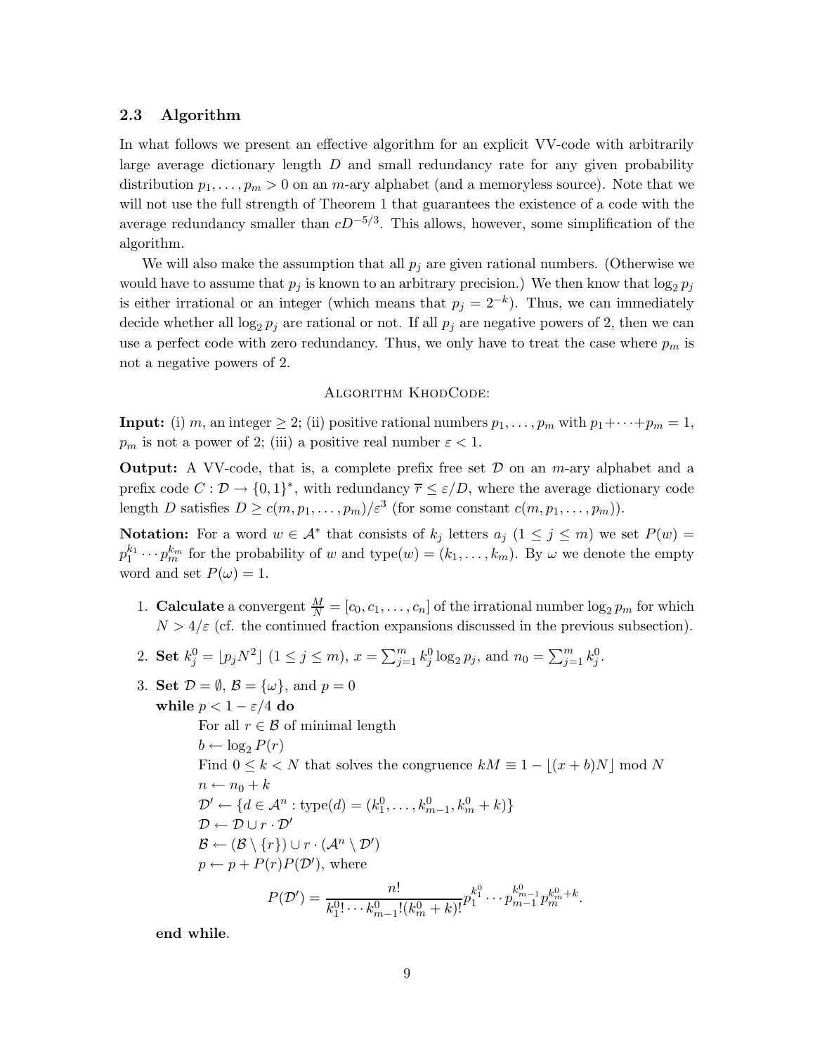### 2.3 Algorithm

In what follows we present an effective algorithm for an explicit VV-code with arbitrarily large average dictionary length $D$ and small redundancy rate for any given probability distribution $p_1, \dots, p_m > 0$ on an $m$-ary alphabet (and a memoryless source). Note that we will not use the full strength of Theorem 1 that guarantees the existence of a code with the average redundancy smaller than $cD^{-5/3}$. This allows, however, some simplification of the algorithm.

We will also make the assumption that all $p_j$ are given rational numbers. (Otherwise we would have to assume that $p_j$ is known to an arbitrary precision.) We then know that $\log_2 p_j$ is either irrational or an integer (which means that $p_j = 2^{-k}$). Thus, we can immediately decide whether all $\log_2 p_j$ are rational or not. If all $p_j$ are negative powers of 2, then we can use a perfect code with zero redundancy. Thus, we only have to treat the case where $p_m$ is not a negative powers of 2.

<center>Algorithm KhodCode:</center>

**Input:** (i) $m$, an integer $\geq 2$; (ii) positive rational numbers $p_1, \dots, p_m$ with $p_1 + \cdots + p_m = 1$, $p_m$ is not a power of 2; (iii) a positive real number $\varepsilon < 1$.

**Output:** A VV-code, that is, a complete prefix free set $\mathcal{D}$ on an $m$-ary alphabet and a prefix code $C : \mathcal{D} \to \{0, 1\}^*$, with redundancy $\overline{r} \leq \varepsilon / D$, where the average dictionary code length $D$ satisfies $D \geq c(m, p_1, \dots, p_m)/\varepsilon^3$ (for some constant $c(m, p_1, \dots, p_m)$).

**Notation:** For a word $w \in \mathcal{A}^*$ that consists of $k_j$ letters $a_j$ ($1 \leq j \leq m$) we set $P(w) = p_1^{k_1} \cdots p_m^{k_m}$ for the probability of $w$ and $\text{type}(w) = (k_1, \dots, k_m)$. By $\omega$ we denote the empty word and set $P(\omega) = 1$.

1. **Calculate** a convergent $\frac{M}{N} = [c_0, c_1, \dots, c_n]$ of the irrational number $\log_2 p_m$ for which $N > 4/\varepsilon$ (cf. the continued fraction expansions discussed in the previous subsection).
2. **Set** $k_j^0 = \lfloor p_j N^2 \rfloor$ $(1 \leq j \leq m)$, $x = \sum_{j=1}^m k_j^0 \log_2 p_j$, and $n_0 = \sum_{j=1}^m k_j^0$.
3. **Set** $\mathcal{D} = \emptyset$, $\mathcal{B} = \{\omega\}$, and $p = 0$
   **while** $p < 1 - \varepsilon/4$ **do**
   
   For all $r \in \mathcal{B}$ of minimal length
   
   $b \leftarrow \log_2 P(r)$
   
   Find $0 \leq k < N$ that solves the congruence $kM \equiv 1 - \lfloor (x + b)N \rfloor \bmod N$
   
   $n \leftarrow n_0 + k$
   
   $\mathcal{D}' \leftarrow \{d \in \mathcal{A}^n : \text{type}(d) = (k_1^0, \dots, k_{m-1}^0, k_m^0 + k)\}$
   
   $\mathcal{D} \leftarrow \mathcal{D} \cup r \cdot \mathcal{D}'$
   
   $\mathcal{B} \leftarrow (\mathcal{B} \setminus \{r\}) \cup r \cdot (\mathcal{A}^n \setminus \mathcal{D}')$
   
   $p \leftarrow p + P(r)P(\mathcal{D}')$, where
   
   $$P(\mathcal{D}') = \frac{n!}{k_1^0! \cdots k_{m-1}^0!(k_m^0 + k)!} p_1^{k_1^0} \cdots p_{m-1}^{k_{m-1}^0} p_m^{k_m^0 + k}.$$
   
   **end while**.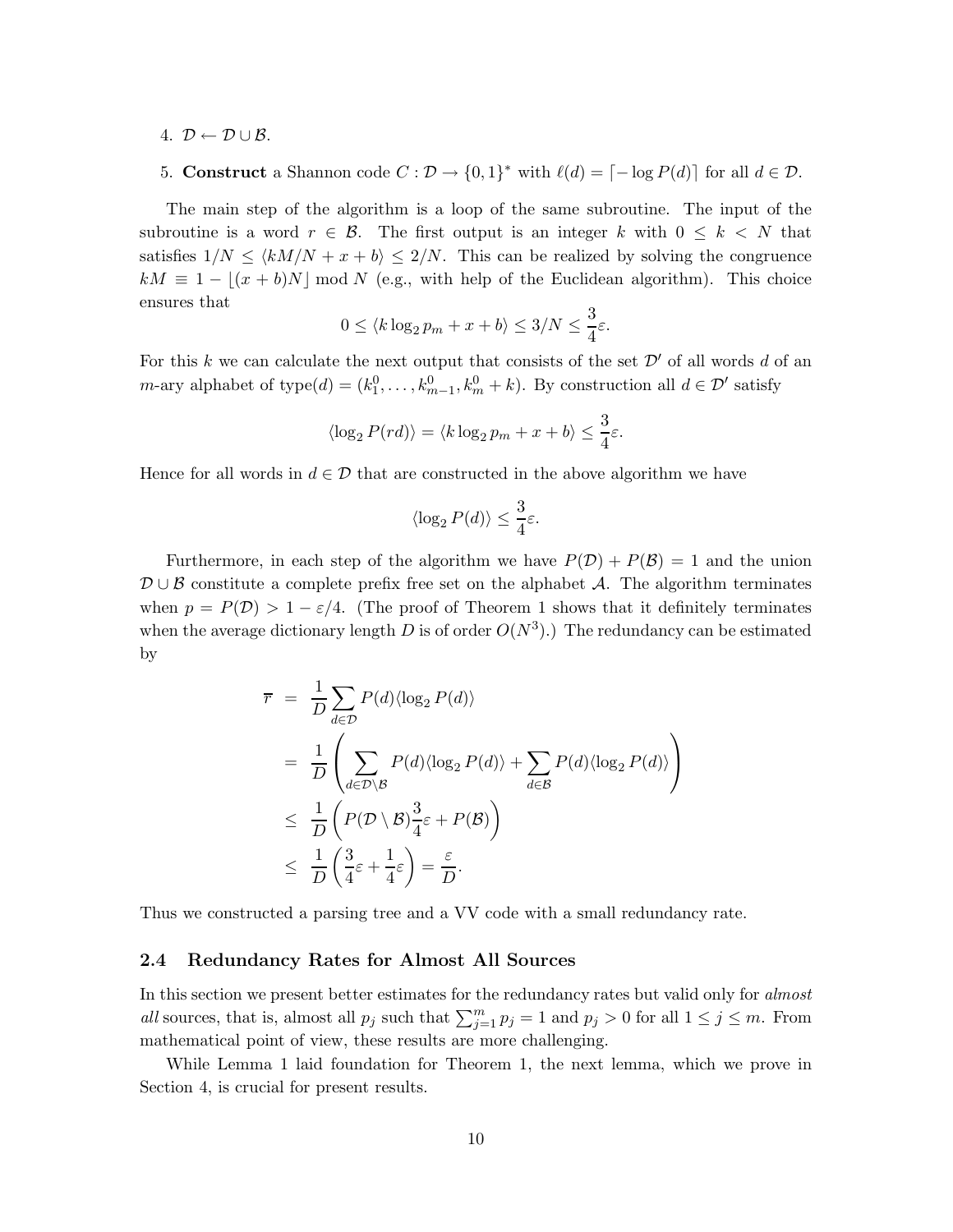4. $\mathcal{D} \leftarrow \mathcal{D} \cup \mathcal{B}$.

5. **Construct** a Shannon code $C : \mathcal{D} \to \{0,1\}^*$ with $\ell(d) = \lceil -\log P(d) \rceil$ for all $d \in \mathcal{D}$.

The main step of the algorithm is a loop of the same subroutine. The input of the subroutine is a word $r \in \mathcal{B}$. The first output is an integer $k$ with $0 \le k < N$ that satisfies $1/N \le \langle kM/N + x + b \rangle \le 2/N$. This can be realized by solving the congruence $kM \equiv 1 - \lfloor (x+b)N \rfloor \bmod N$ (e.g., with help of the Euclidean algorithm). This choice ensures that

$$0 \le \langle k \log_2 p_m + x + b \rangle \le 3/N \le \frac{3}{4}\varepsilon.$$

For this $k$ we can calculate the next output that consists of the set $\mathcal{D}'$ of all words $d$ of an $m$-ary alphabet of type$(d) = (k_1^0, \ldots, k_{m-1}^0, k_m^0 + k)$. By construction all $d \in \mathcal{D}'$ satisfy

$$\langle \log_2 P(rd) \rangle = \langle k \log_2 p_m + x + b \rangle \le \frac{3}{4}\varepsilon.$$

Hence for all words in $d \in \mathcal{D}$ that are constructed in the above algorithm we have

$$\langle \log_2 P(d) \rangle \le \frac{3}{4}\varepsilon.$$

Furthermore, in each step of the algorithm we have $P(\mathcal{D}) + P(\mathcal{B}) = 1$ and the union $\mathcal{D} \cup \mathcal{B}$ constitute a complete prefix free set on the alphabet $\mathcal{A}$. The algorithm terminates when $p = P(\mathcal{D}) > 1 - \varepsilon/4$. (The proof of Theorem 1 shows that it definitely terminates when the average dictionary length $D$ is of order $O(N^3)$.) The redundancy can be estimated by

$$\begin{aligned}
\overline{r} &= \frac{1}{D} \sum_{d \in \mathcal{D}} P(d) \langle \log_2 P(d) \rangle \\
&= \frac{1}{D} \left( \sum_{d \in \mathcal{D} \setminus \mathcal{B}} P(d) \langle \log_2 P(d) \rangle + \sum_{d \in \mathcal{B}} P(d) \langle \log_2 P(d) \rangle \right) \\
&\le \frac{1}{D} \left( P(\mathcal{D} \setminus \mathcal{B}) \frac{3}{4}\varepsilon + P(\mathcal{B}) \right) \\
&\le \frac{1}{D} \left( \frac{3}{4}\varepsilon + \frac{1}{4}\varepsilon \right) = \frac{\varepsilon}{D}.
\end{aligned}$$

Thus we constructed a parsing tree and a VV code with a small redundancy rate.

### 2.4 Redundancy Rates for Almost All Sources

In this section we present better estimates for the redundancy rates but valid only for *almost all* sources, that is, almost all $p_j$ such that $\sum_{j=1}^m p_j = 1$ and $p_j > 0$ for all $1 \le j \le m$. From mathematical point of view, these results are more challenging.

While Lemma 1 laid foundation for Theorem 1, the next lemma, which we prove in Section 4, is crucial for present results.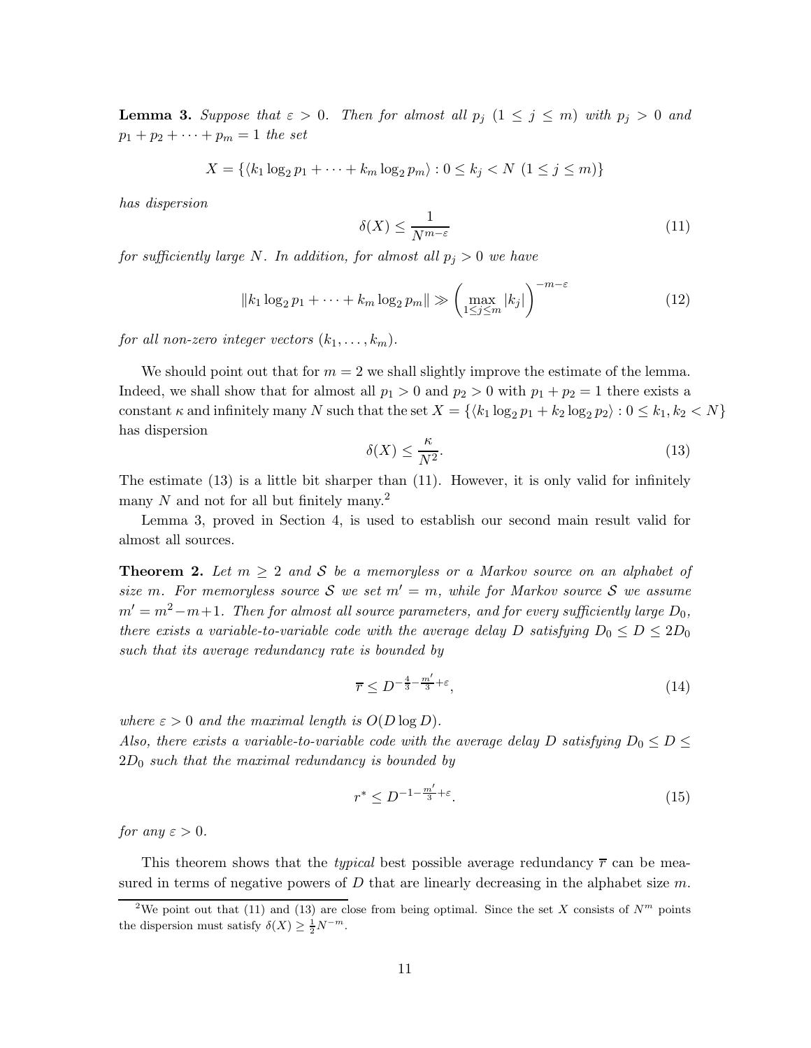**Lemma 3.** *Suppose that $\varepsilon > 0$. Then for almost all $p_j$ $(1 \le j \le m)$ with $p_j > 0$ and $p_1 + p_2 + \cdots + p_m = 1$ the set*

$$X = \{\langle k_1 \log_2 p_1 + \cdots + k_m \log_2 p_m \rangle : 0 \le k_j < N \ (1 \le j \le m)\}$$

*has dispersion*

$$\delta(X) \le \frac{1}{N^{m-\varepsilon}} \tag{11}$$

*for sufficiently large $N$. In addition, for almost all $p_j > 0$ we have*

$$\|k_1 \log_2 p_1 + \cdots + k_m \log_2 p_m\| \gg \left( \max_{1 \le j \le m} |k_j| \right)^{-m-\varepsilon} \tag{12}$$

*for all non-zero integer vectors $(k_1, \ldots, k_m)$.*

We should point out that for $m = 2$ we shall slightly improve the estimate of the lemma. Indeed, we shall show that for almost all $p_1 > 0$ and $p_2 > 0$ with $p_1 + p_2 = 1$ there exists a constant $\kappa$ and infinitely many $N$ such that the set $X = \{\langle k_1 \log_2 p_1 + k_2 \log_2 p_2 \rangle : 0 \le k_1, k_2 < N\}$ has dispersion

$$\delta(X) \le \frac{\kappa}{N^2}. \tag{13}$$

The estimate (13) is a little bit sharper than (11). However, it is only valid for infinitely many $N$ and not for all but finitely many.[2]

Lemma 3, proved in Section 4, is used to establish our second main result valid for almost all sources.

**Theorem 2.** *Let $m \ge 2$ and $\mathcal{S}$ be a memoryless or a Markov source on an alphabet of size $m$. For memoryless source $\mathcal{S}$ we set $m' = m$, while for Markov source $\mathcal{S}$ we assume $m' = m^2 - m + 1$. Then for almost all source parameters, and for every sufficiently large $D_0$, there exists a variable-to-variable code with the average delay $D$ satisfying $D_0 \le D \le 2D_0$ such that its average redundancy rate is bounded by*

$$\overline{r} \le D^{-\frac{4}{3} - \frac{m'}{3} + \varepsilon}, \tag{14}$$

*where $\varepsilon > 0$ and the maximal length is $O(D \log D)$.*
*Also, there exists a variable-to-variable code with the average delay $D$ satisfying $D_0 \le D \le 2D_0$ such that the maximal redundancy is bounded by*

$$r^* \le D^{-1 - \frac{m'}{3} + \varepsilon}. \tag{15}$$

*for any $\varepsilon > 0$.*

This theorem shows that the *typical* best possible average redundancy $\overline{r}$ can be measured in terms of negative powers of $D$ that are linearly decreasing in the alphabet size $m$.

---

[2] We point out that (11) and (13) are close from being optimal. Since the set $X$ consists of $N^m$ points the dispersion must satisfy $\delta(X) \ge \frac{1}{2} N^{-m}$.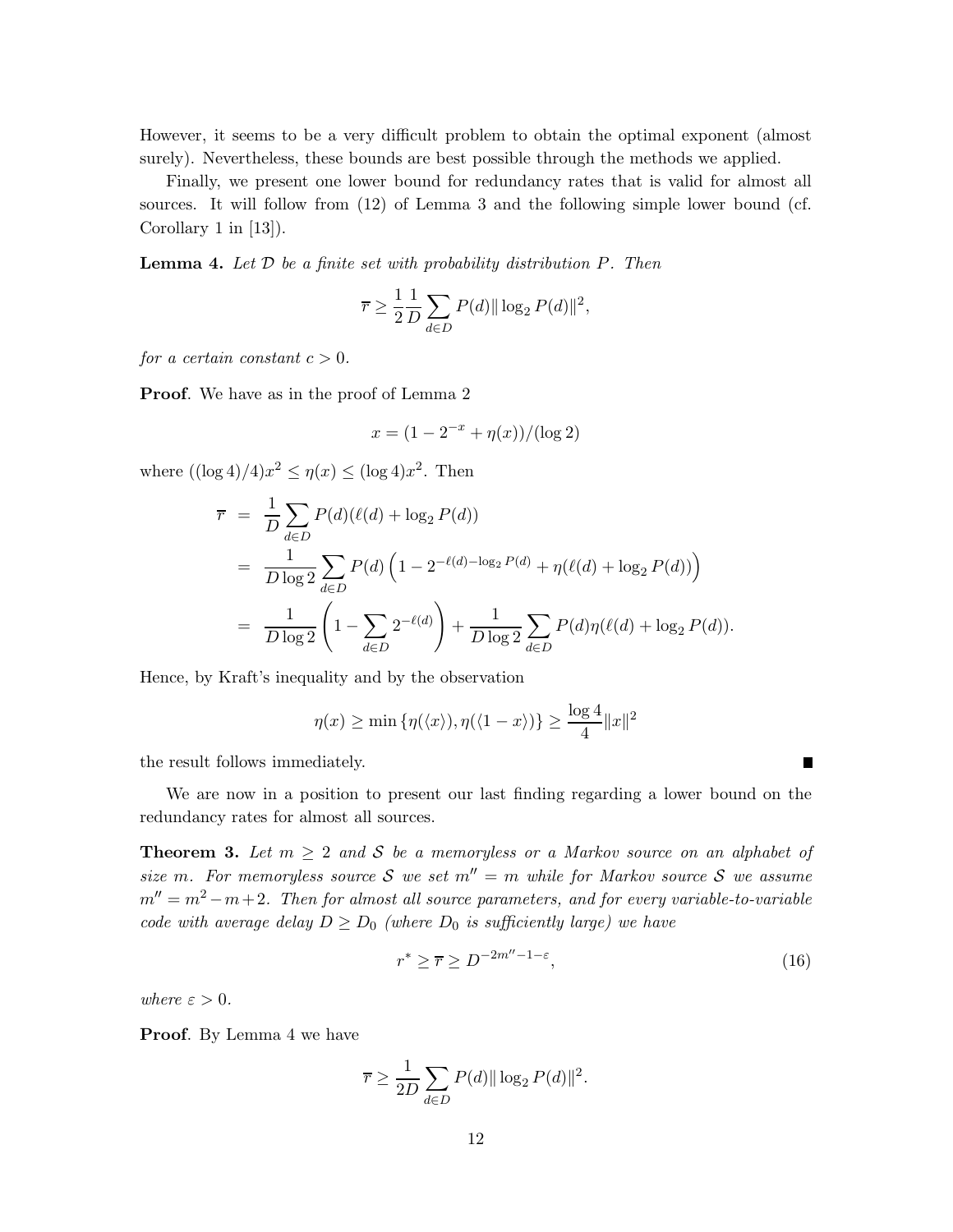However, it seems to be a very difficult problem to obtain the optimal exponent (almost surely). Nevertheless, these bounds are best possible through the methods we applied.

Finally, we present one lower bound for redundancy rates that is valid for almost all sources. It will follow from (12) of Lemma 3 and the following simple lower bound (cf. Corollary 1 in [13]).

**Lemma 4.** *Let $\mathcal{D}$ be a finite set with probability distribution $P$. Then*

$$\overline{r} \geq \frac{1}{2}\frac{1}{D}\sum_{d\in D} P(d)\|\log_2 P(d)\|^2,$$

*for a certain constant $c > 0$.*

**Proof**. We have as in the proof of Lemma 2

$$x = (1 - 2^{-x} + \eta(x))/(\log 2)$$

where $((\log 4)/4)x^2 \leq \eta(x) \leq (\log 4)x^2$. Then

$$\begin{aligned}
\overline{r} &= \frac{1}{D}\sum_{d\in D} P(d)(\ell(d) + \log_2 P(d)) \\
&= \frac{1}{D\log 2}\sum_{d\in D} P(d)\left(1 - 2^{-\ell(d)-\log_2 P(d)} + \eta(\ell(d) + \log_2 P(d))\right) \\
&= \frac{1}{D\log 2}\left(1 - \sum_{d\in D} 2^{-\ell(d)}\right) + \frac{1}{D\log 2}\sum_{d\in D} P(d)\eta(\ell(d) + \log_2 P(d)).
\end{aligned}$$

Hence, by Kraft's inequality and by the observation

$$\eta(x) \geq \min\{\eta(\langle x\rangle), \eta(\langle 1 - x\rangle)\} \geq \frac{\log 4}{4}\|x\|^2$$

the result follows immediately. ∎

We are now in a position to present our last finding regarding a lower bound on the redundancy rates for almost all sources.

**Theorem 3.** *Let $m \geq 2$ and $\mathcal{S}$ be a memoryless or a Markov source on an alphabet of size $m$. For memoryless source $\mathcal{S}$ we set $m'' = m$ while for Markov source $\mathcal{S}$ we assume $m'' = m^2 - m + 2$. Then for almost all source parameters, and for every variable-to-variable code with average delay $D \geq D_0$ (where $D_0$ is sufficiently large) we have*

$$r^* \geq \overline{r} \geq D^{-2m''-1-\varepsilon}, \tag{16}$$

*where $\varepsilon > 0$.*

**Proof**. By Lemma 4 we have

$$\overline{r} \geq \frac{1}{2D}\sum_{d\in D} P(d)\|\log_2 P(d)\|^2.$$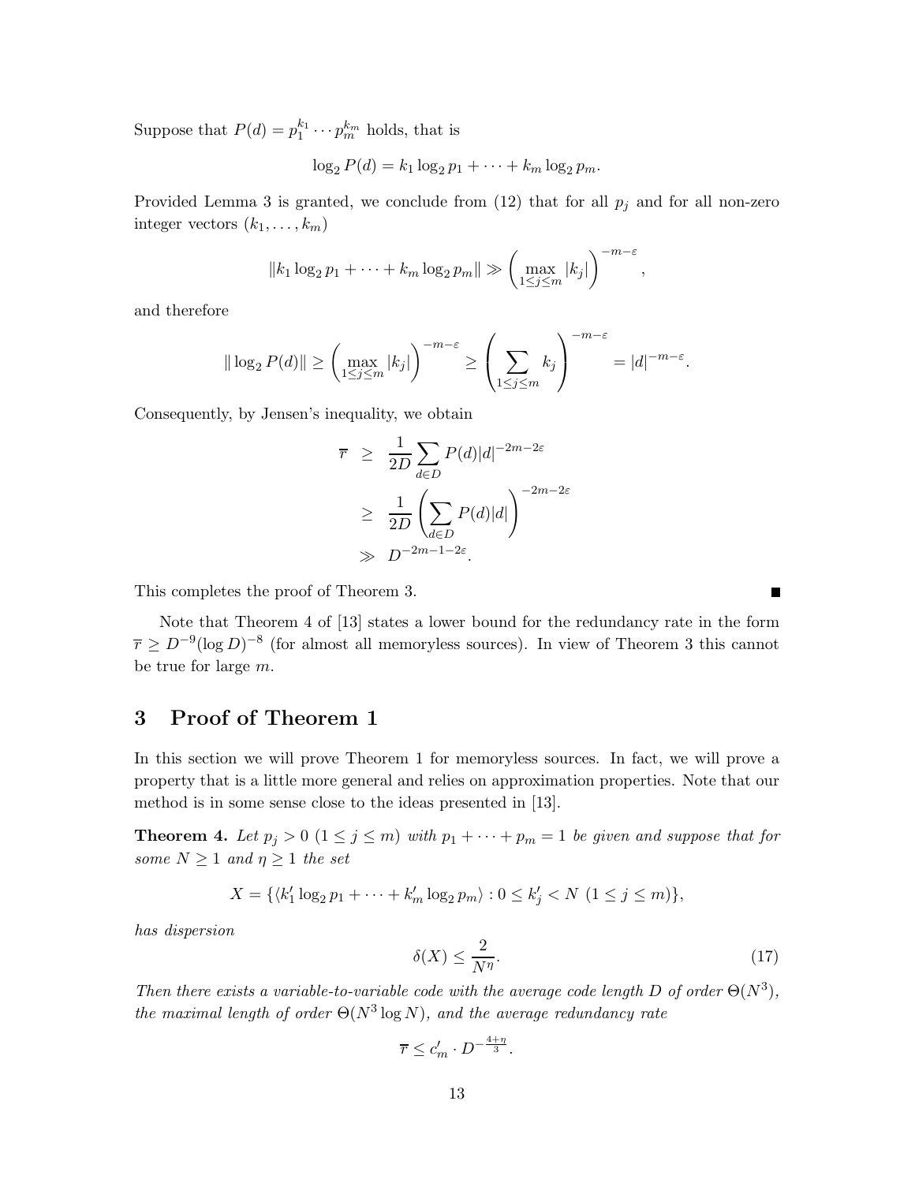Suppose that $P(d) = p_1^{k_1} \cdots p_m^{k_m}$ holds, that is

$$\log_2 P(d) = k_1 \log_2 p_1 + \cdots + k_m \log_2 p_m.$$

Provided Lemma 3 is granted, we conclude from (12) that for all $p_j$ and for all non-zero integer vectors $(k_1, \ldots, k_m)$

$$\|k_1 \log_2 p_1 + \cdots + k_m \log_2 p_m\| \gg \left( \max_{1 \le j \le m} |k_j| \right)^{-m-\varepsilon},$$

and therefore

$$\| \log_2 P(d)\| \ge \left( \max_{1 \le j \le m} |k_j| \right)^{-m-\varepsilon} \ge \left( \sum_{1 \le j \le m} k_j \right)^{-m-\varepsilon} = |d|^{-m-\varepsilon}.$$

Consequently, by Jensen's inequality, we obtain

$$\begin{aligned}
\overline{r} &\ge \frac{1}{2D} \sum_{d \in D} P(d) |d|^{-2m-2\varepsilon} \\
&\ge \frac{1}{2D} \left( \sum_{d \in D} P(d) |d| \right)^{-2m-2\varepsilon} \\
&\gg D^{-2m-1-2\varepsilon}.
\end{aligned}$$

This completes the proof of Theorem 3. ∎

Note that Theorem 4 of [13] states a lower bound for the redundancy rate in the form $\overline{r} \ge D^{-9} (\log D)^{-8}$ (for almost all memoryless sources). In view of Theorem 3 this cannot be true for large $m$.

## 3 Proof of Theorem 1

In this section we will prove Theorem 1 for memoryless sources. In fact, we will prove a property that is a little more general and relies on approximation properties. Note that our method is in some sense close to the ideas presented in [13].

**Theorem 4.** *Let $p_j > 0$ $(1 \le j \le m)$ with $p_1 + \cdots + p_m = 1$ be given and suppose that for some $N \ge 1$ and $\eta \ge 1$ the set*

$$X = \{ \langle k_1' \log_2 p_1 + \cdots + k_m' \log_2 p_m \rangle : 0 \le k_j' < N \ (1 \le j \le m) \},$$

*has dispersion*

$$\delta(X) \le \frac{2}{N^\eta}. \tag{17}$$

*Then there exists a variable-to-variable code with the average code length $D$ of order $\Theta(N^3)$, the maximal length of order $\Theta(N^3 \log N)$, and the average redundancy rate*

$$\overline{r} \le c_m' \cdot D^{-\frac{4+\eta}{3}}.$$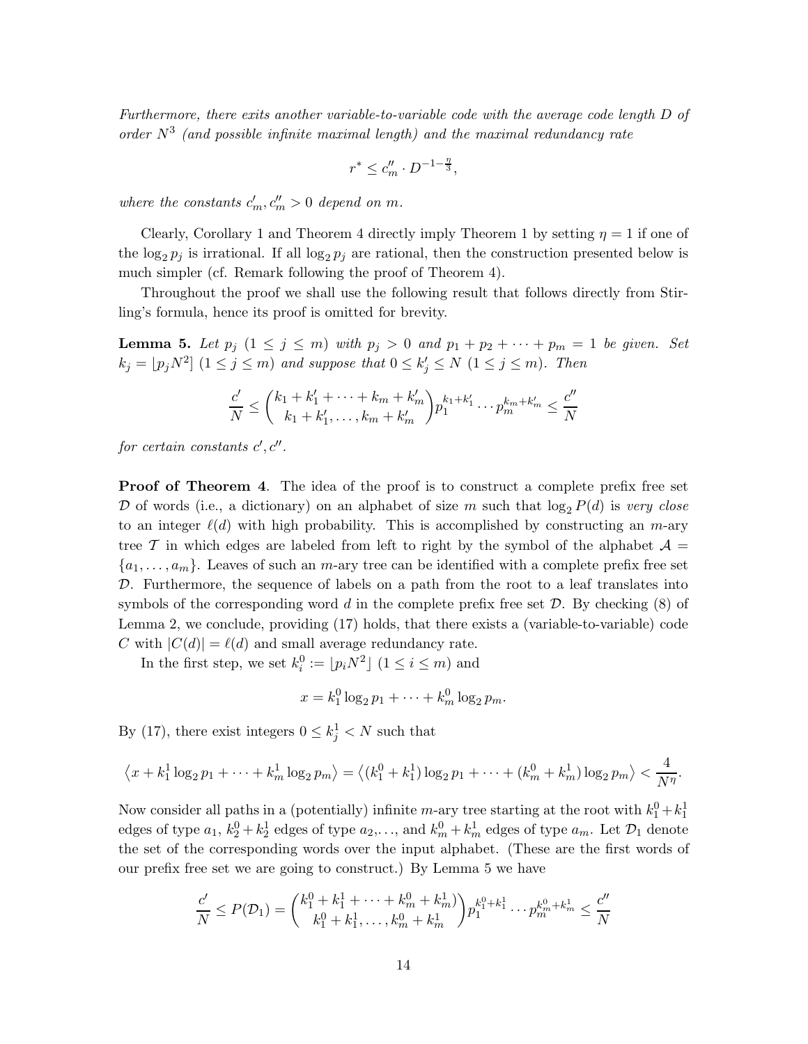*Furthermore, there exits another variable-to-variable code with the average code length $D$ of order $N^3$ (and possible infinite maximal length) and the maximal redundancy rate*

$$r^* \le c''_m \cdot D^{-1-\frac{\eta}{3}},$$

*where the constants $c'_m, c''_m > 0$ depend on $m$.*

Clearly, Corollary 1 and Theorem 4 directly imply Theorem 1 by setting $\eta = 1$ if one of the $\log_2 p_j$ is irrational. If all $\log_2 p_j$ are rational, then the construction presented below is much simpler (cf. Remark following the proof of Theorem 4).

Throughout the proof we shall use the following result that follows directly from Stirling's formula, hence its proof is omitted for brevity.

**Lemma 5.** *Let $p_j$ $(1 \le j \le m)$ with $p_j > 0$ and $p_1 + p_2 + \cdots + p_m = 1$ be given. Set $k_j = \lfloor p_j N^2 \rceil$ $(1 \le j \le m)$ and suppose that $0 \le k'_j \le N$ $(1 \le j \le m)$. Then*

$$\frac{c'}{N} \le \binom{k_1 + k'_1 + \cdots + k_m + k'_m}{k_1 + k'_1, \ldots, k_m + k'_m} p_1^{k_1 + k'_1} \cdots p_m^{k_m + k'_m} \le \frac{c''}{N}$$

*for certain constants $c', c''$.*

**Proof of Theorem 4**. The idea of the proof is to construct a complete prefix free set $\mathcal{D}$ of words (i.e., a dictionary) on an alphabet of size $m$ such that $\log_2 P(d)$ is *very close* to an integer $\ell(d)$ with high probability. This is accomplished by constructing an $m$-ary tree $\mathcal{T}$ in which edges are labeled from left to right by the symbol of the alphabet $\mathcal{A} = \{a_1, \ldots, a_m\}$. Leaves of such an $m$-ary tree can be identified with a complete prefix free set $\mathcal{D}$. Furthermore, the sequence of labels on a path from the root to a leaf translates into symbols of the corresponding word $d$ in the complete prefix free set $\mathcal{D}$. By checking (8) of Lemma 2, we conclude, providing (17) holds, that there exists a (variable-to-variable) code $C$ with $|C(d)| = \ell(d)$ and small average redundancy rate.

In the first step, we set $k_i^0 := \lfloor p_i N^2 \rfloor$ $(1 \le i \le m)$ and

$$x = k_1^0 \log_2 p_1 + \cdots + k_m^0 \log_2 p_m.$$

By (17), there exist integers $0 \le k_j^1 < N$ such that

$$\left\langle x + k_1^1 \log_2 p_1 + \cdots + k_m^1 \log_2 p_m \right\rangle = \left\langle (k_1^0 + k_1^1) \log_2 p_1 + \cdots + (k_m^0 + k_m^1) \log_2 p_m \right\rangle < \frac{4}{N^\eta}.$$

Now consider all paths in a (potentially) infinite $m$-ary tree starting at the root with $k_1^0 + k_1^1$ edges of type $a_1$, $k_2^0 + k_2^1$ edges of type $a_2$,..., and $k_m^0 + k_m^1$ edges of type $a_m$. Let $\mathcal{D}_1$ denote the set of the corresponding words over the input alphabet. (These are the first words of our prefix free set we are going to construct.) By Lemma 5 we have

$$\frac{c'}{N} \le P(\mathcal{D}_1) = \binom{k_1^0 + k_1^1 + \cdots + k_m^0 + k_m^1}{k_1^0 + k_1^1, \ldots, k_m^0 + k_m^1} p_1^{k_1^0 + k_1^1} \cdots p_m^{k_m^0 + k_m^1} \le \frac{c''}{N}$$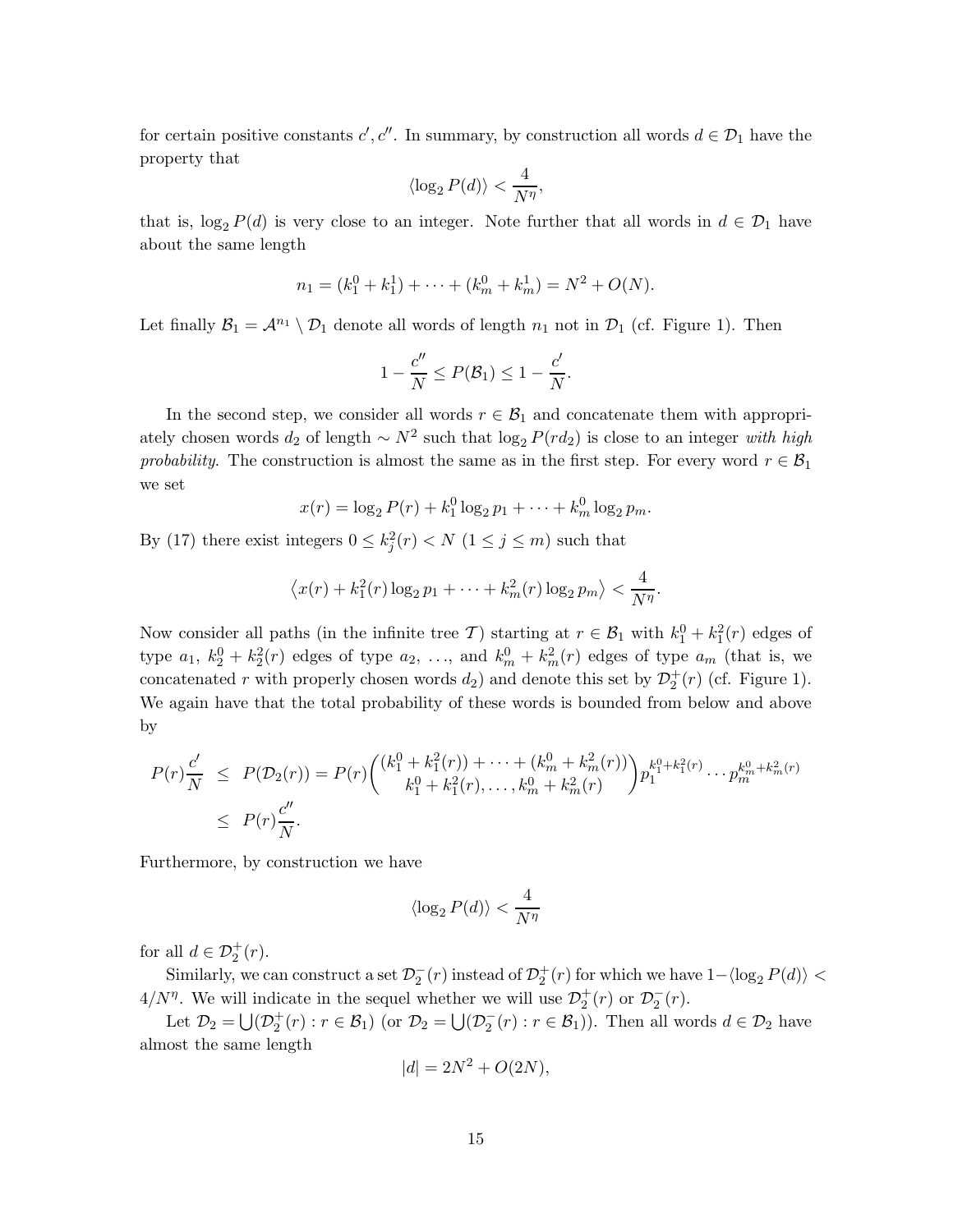for certain positive constants $c', c''$. In summary, by construction all words $d \in \mathcal{D}_1$ have the property that

$$\langle \log_2 P(d) \rangle < \frac{4}{N^\eta},$$

that is, $\log_2 P(d)$ is very close to an integer. Note further that all words in $d \in \mathcal{D}_1$ have about the same length

$$n_1 = (k_1^0 + k_1^1) + \cdots + (k_m^0 + k_m^1) = N^2 + O(N).$$

Let finally $\mathcal{B}_1 = \mathcal{A}^{n_1} \setminus \mathcal{D}_1$ denote all words of length $n_1$ not in $\mathcal{D}_1$ (cf. Figure 1). Then

$$1 - \frac{c''}{N} \le P(\mathcal{B}_1) \le 1 - \frac{c'}{N}.$$

In the second step, we consider all words $r \in \mathcal{B}_1$ and concatenate them with appropriately chosen words $d_2$ of length $\sim N^2$ such that $\log_2 P(rd_2)$ is close to an integer *with high probability*. The construction is almost the same as in the first step. For every word $r \in \mathcal{B}_1$ we set

$$x(r) = \log_2 P(r) + k_1^0 \log_2 p_1 + \cdots + k_m^0 \log_2 p_m.$$

By (17) there exist integers $0 \le k_j^2(r) < N$ $(1 \le j \le m)$ such that

$$\left\langle x(r) + k_1^2(r) \log_2 p_1 + \cdots + k_m^2(r) \log_2 p_m \right\rangle < \frac{4}{N^\eta}.$$

Now consider all paths (in the infinite tree $\mathcal{T}$) starting at $r \in \mathcal{B}_1$ with $k_1^0 + k_1^2(r)$ edges of type $a_1$, $k_2^0 + k_2^2(r)$ edges of type $a_2$, ..., and $k_m^0 + k_m^2(r)$ edges of type $a_m$ (that is, we concatenated $r$ with properly chosen words $d_2$) and denote this set by $\mathcal{D}_2^+(r)$ (cf. Figure 1). We again have that the total probability of these words is bounded from below and above by

$$\begin{aligned} P(r)\frac{c'}{N} &\le P(\mathcal{D}_2(r)) = P(r)\binom{(k_1^0 + k_1^2(r)) + \cdots + (k_m^0 + k_m^2(r))}{k_1^0 + k_1^2(r), \ldots, k_m^0 + k_m^2(r)} p_1^{k_1^0 + k_1^2(r)} \cdots p_m^{k_m^0 + k_m^2(r)} \\ &\le P(r)\frac{c''}{N}. \end{aligned}$$

Furthermore, by construction we have

$$\langle \log_2 P(d) \rangle < \frac{4}{N^\eta}$$

for all $d \in \mathcal{D}_2^+(r)$.

Similarly, we can construct a set $\mathcal{D}_2^-(r)$ instead of $\mathcal{D}_2^+(r)$ for which we have $1 - \langle \log_2 P(d) \rangle < 4/N^\eta$. We will indicate in the sequel whether we will use $\mathcal{D}_2^+(r)$ or $\mathcal{D}_2^-(r)$.

Let $\mathcal{D}_2 = \bigcup(\mathcal{D}_2^+(r) : r \in \mathcal{B}_1)$ (or $\mathcal{D}_2 = \bigcup(\mathcal{D}_2^-(r) : r \in \mathcal{B}_1)$). Then all words $d \in \mathcal{D}_2$ have almost the same length

$$|d| = 2N^2 + O(2N),$$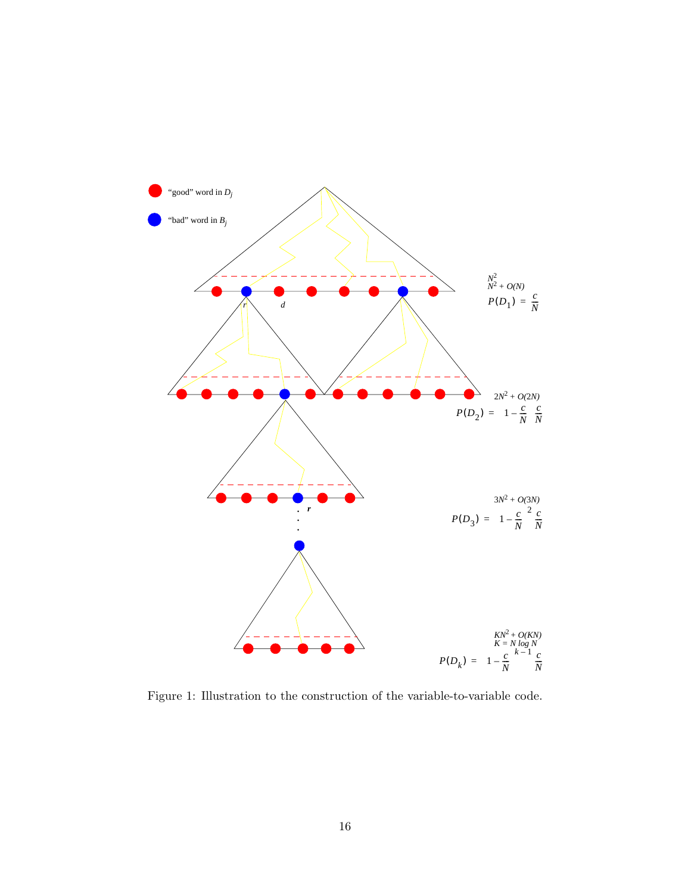Figure 1: Illustration to the construction of the variable-to-variable code.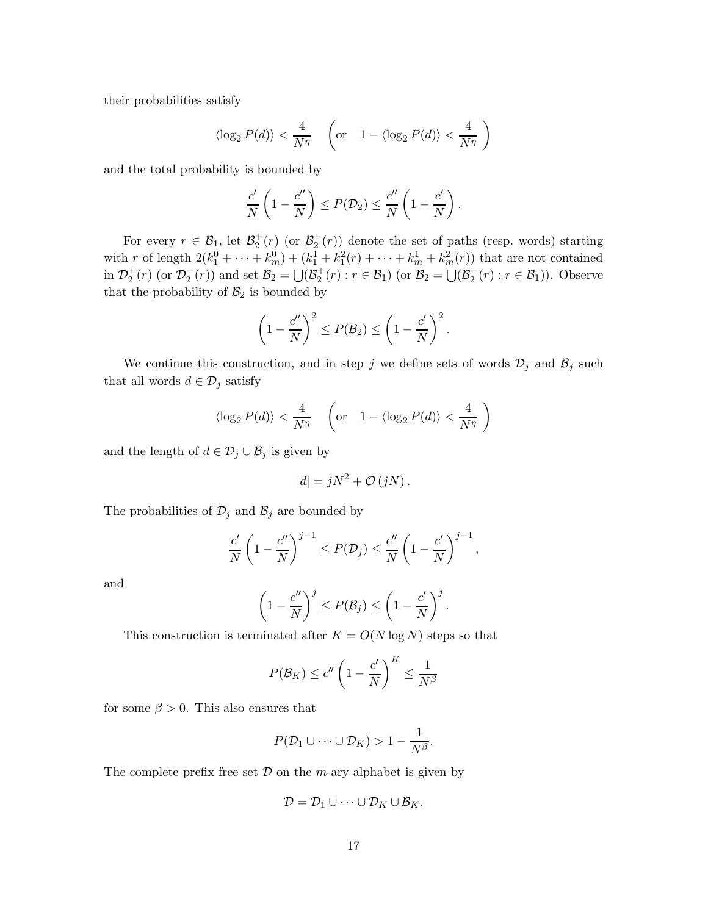their probabilities satisfy

$$\langle \log_2 P(d) \rangle < \frac{4}{N^\eta} \quad \left( \text{or} \quad 1 - \langle \log_2 P(d) \rangle < \frac{4}{N^\eta} \right)$$

and the total probability is bounded by

$$\frac{c'}{N}\left(1 - \frac{c''}{N}\right) \le P(\mathcal{D}_2) \le \frac{c''}{N}\left(1 - \frac{c'}{N}\right).$$

For every $r \in \mathcal{B}_1$, let $\mathcal{B}_2^+(r)$ (or $\mathcal{B}_2^-(r)$) denote the set of paths (resp. words) starting with $r$ of length $2(k_1^0 + \cdots + k_m^0) + (k_1^1 + k_1^2(r) + \cdots + k_m^1 + k_m^2(r))$ that are not contained in $\mathcal{D}_2^+(r)$ (or $\mathcal{D}_2^-(r)$) and set $\mathcal{B}_2 = \bigcup(\mathcal{B}_2^+(r) : r \in \mathcal{B}_1)$ (or $\mathcal{B}_2 = \bigcup(\mathcal{B}_2^-(r) : r \in \mathcal{B}_1)$). Observe that the probability of $\mathcal{B}_2$ is bounded by

$$\left(1 - \frac{c''}{N}\right)^2 \le P(\mathcal{B}_2) \le \left(1 - \frac{c'}{N}\right)^2.$$

We continue this construction, and in step $j$ we define sets of words $\mathcal{D}_j$ and $\mathcal{B}_j$ such that all words $d \in \mathcal{D}_j$ satisfy

$$\langle \log_2 P(d) \rangle < \frac{4}{N^\eta} \quad \left( \text{or} \quad 1 - \langle \log_2 P(d) \rangle < \frac{4}{N^\eta} \right)$$

and the length of $d \in \mathcal{D}_j \cup \mathcal{B}_j$ is given by

$$|d| = jN^2 + \mathcal{O}(jN).$$

The probabilities of $\mathcal{D}_j$ and $\mathcal{B}_j$ are bounded by

$$\frac{c'}{N}\left(1 - \frac{c''}{N}\right)^{j-1} \le P(\mathcal{D}_j) \le \frac{c''}{N}\left(1 - \frac{c'}{N}\right)^{j-1},$$

and

$$\left(1 - \frac{c''}{N}\right)^j \le P(\mathcal{B}_j) \le \left(1 - \frac{c'}{N}\right)^j.$$

This construction is terminated after $K = O(N \log N)$ steps so that

$$P(\mathcal{B}_K) \le c''\left(1 - \frac{c'}{N}\right)^K \le \frac{1}{N^\beta}$$

for some $\beta > 0$. This also ensures that

$$P(\mathcal{D}_1 \cup \cdots \cup \mathcal{D}_K) > 1 - \frac{1}{N^\beta}.$$

The complete prefix free set $\mathcal{D}$ on the $m$-ary alphabet is given by

$$\mathcal{D} = \mathcal{D}_1 \cup \cdots \cup \mathcal{D}_K \cup \mathcal{B}_K.$$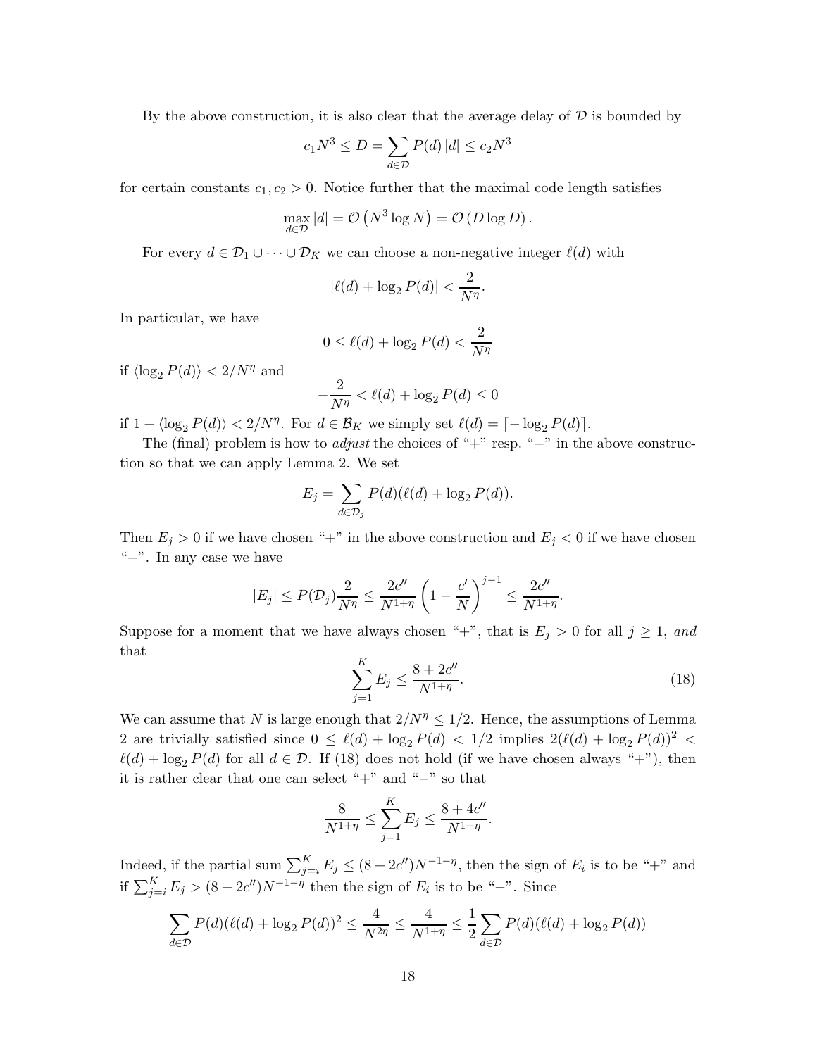By the above construction, it is also clear that the average delay of $\mathcal{D}$ is bounded by

$$c_1 N^3 \le D = \sum_{d \in \mathcal{D}} P(d)\,|d| \le c_2 N^3$$

for certain constants $c_1, c_2 > 0$. Notice further that the maximal code length satisfies

$$\max_{d \in \mathcal{D}} |d| = \mathcal{O}\left(N^3 \log N\right) = \mathcal{O}\left(D \log D\right).$$

For every $d \in \mathcal{D}_1 \cup \cdots \cup \mathcal{D}_K$ we can choose a non-negative integer $\ell(d)$ with

$$|\ell(d) + \log_2 P(d)| < \frac{2}{N^\eta}.$$

In particular, we have

$$0 \le \ell(d) + \log_2 P(d) < \frac{2}{N^\eta}$$

if $\langle \log_2 P(d) \rangle < 2/N^\eta$ and

$$-\frac{2}{N^\eta} < \ell(d) + \log_2 P(d) \le 0$$

if $1 - \langle \log_2 P(d) \rangle < 2/N^\eta$. For $d \in \mathcal{B}_K$ we simply set $\ell(d) = \lceil -\log_2 P(d) \rceil$.

The (final) problem is how to *adjust* the choices of "+" resp. "−" in the above construction so that we can apply Lemma 2. We set

$$E_j = \sum_{d \in \mathcal{D}_j} P(d)(\ell(d) + \log_2 P(d)).$$

Then $E_j > 0$ if we have chosen "+" in the above construction and $E_j < 0$ if we have chosen "−". In any case we have

$$|E_j| \le P(\mathcal{D}_j)\frac{2}{N^\eta} \le \frac{2c''}{N^{1+\eta}}\left(1 - \frac{c'}{N}\right)^{j-1} \le \frac{2c''}{N^{1+\eta}}.$$

Suppose for a moment that we have always chosen "+", that is $E_j > 0$ for all $j \ge 1$, *and* that

$$\sum_{j=1}^{K} E_j \le \frac{8 + 2c''}{N^{1+\eta}}. \tag{18}$$

We can assume that $N$ is large enough that $2/N^\eta \le 1/2$. Hence, the assumptions of Lemma 2 are trivially satisfied since $0 \le \ell(d) + \log_2 P(d) < 1/2$ implies $2(\ell(d) + \log_2 P(d))^2 < \ell(d) + \log_2 P(d)$ for all $d \in \mathcal{D}$. If (18) does not hold (if we have chosen always "+"), then it is rather clear that one can select "+" and "−" so that

$$\frac{8}{N^{1+\eta}} \le \sum_{j=1}^{K} E_j \le \frac{8 + 4c''}{N^{1+\eta}}.$$

Indeed, if the partial sum $\sum_{j=i}^{K} E_j \le (8 + 2c'')N^{-1-\eta}$, then the sign of $E_i$ is to be "+" and if $\sum_{j=i}^{K} E_j > (8 + 2c'')N^{-1-\eta}$ then the sign of $E_i$ is to be "−". Since

$$\sum_{d \in \mathcal{D}} P(d)(\ell(d) + \log_2 P(d))^2 \le \frac{4}{N^{2\eta}} \le \frac{4}{N^{1+\eta}} \le \frac{1}{2}\sum_{d \in \mathcal{D}} P(d)(\ell(d) + \log_2 P(d))$$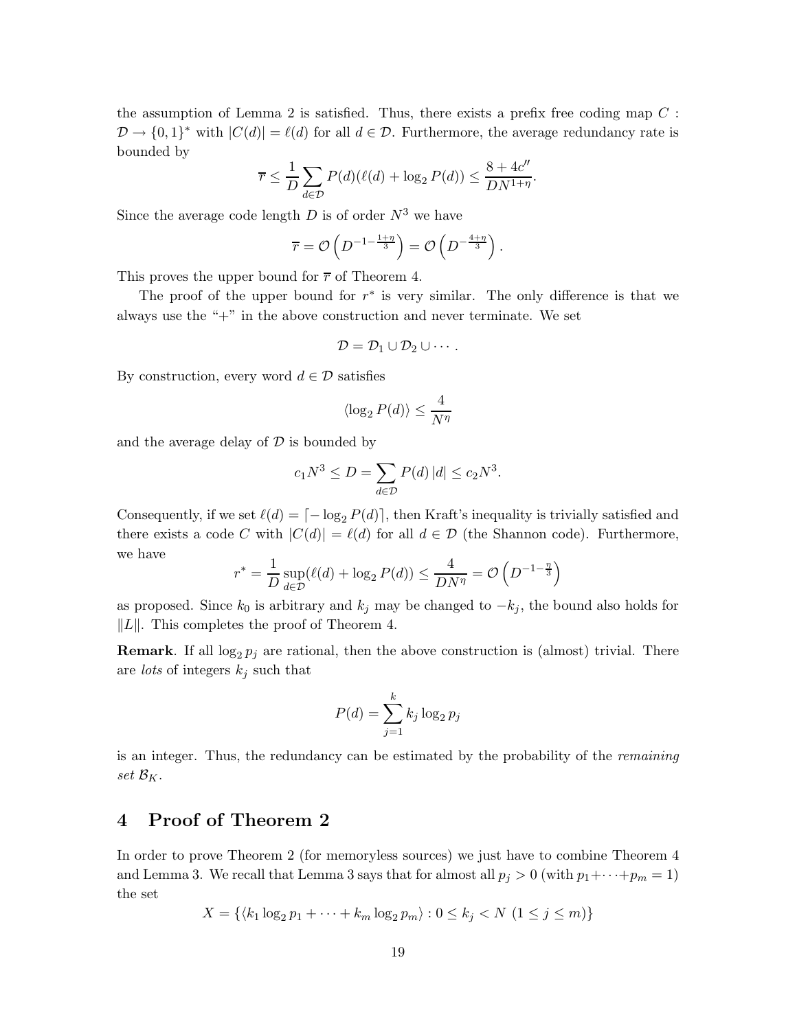the assumption of Lemma 2 is satisfied. Thus, there exists a prefix free coding map $C : \mathcal{D} \to \{0,1\}^*$ with $|C(d)| = \ell(d)$ for all $d \in \mathcal{D}$. Furthermore, the average redundancy rate is bounded by

$$\overline{r} \le \frac{1}{D} \sum_{d \in \mathcal{D}} P(d)(\ell(d) + \log_2 P(d)) \le \frac{8 + 4c''}{DN^{1+\eta}}.$$

Since the average code length $D$ is of order $N^3$ we have

$$\overline{r} = \mathcal{O}\left(D^{-1-\frac{1+\eta}{3}}\right) = \mathcal{O}\left(D^{-\frac{4+\eta}{3}}\right).$$

This proves the upper bound for $\overline{r}$ of Theorem 4.

The proof of the upper bound for $r^*$ is very similar. The only difference is that we always use the "+" in the above construction and never terminate. We set

$$\mathcal{D} = \mathcal{D}_1 \cup \mathcal{D}_2 \cup \cdots .$$

By construction, every word $d \in \mathcal{D}$ satisfies

$$\langle \log_2 P(d) \rangle \le \frac{4}{N^\eta}$$

and the average delay of $\mathcal{D}$ is bounded by

$$c_1 N^3 \le D = \sum_{d \in \mathcal{D}} P(d)\, |d| \le c_2 N^3.$$

Consequently, if we set $\ell(d) = \lceil -\log_2 P(d) \rceil$, then Kraft's inequality is trivially satisfied and there exists a code $C$ with $|C(d)| = \ell(d)$ for all $d \in \mathcal{D}$ (the Shannon code). Furthermore, we have

$$r^* = \frac{1}{D} \sup_{d \in \mathcal{D}} (\ell(d) + \log_2 P(d)) \le \frac{4}{DN^\eta} = \mathcal{O}\left(D^{-1-\frac{\eta}{3}}\right)$$

as proposed. Since $k_0$ is arbitrary and $k_j$ may be changed to $-k_j$, the bound also holds for $\|L\|$. This completes the proof of Theorem 4.

**Remark**. If all $\log_2 p_j$ are rational, then the above construction is (almost) trivial. There are *lots* of integers $k_j$ such that

$$P(d) = \sum_{j=1}^{k} k_j \log_2 p_j$$

is an integer. Thus, the redundancy can be estimated by the probability of the *remaining set* $\mathcal{B}_K$.

## 4 Proof of Theorem 2

In order to prove Theorem 2 (for memoryless sources) we just have to combine Theorem 4 and Lemma 3. We recall that Lemma 3 says that for almost all $p_j > 0$ (with $p_1 + \cdots + p_m = 1$) the set

$$X = \{\langle k_1 \log_2 p_1 + \cdots + k_m \log_2 p_m \rangle : 0 \le k_j < N \ (1 \le j \le m)\}$$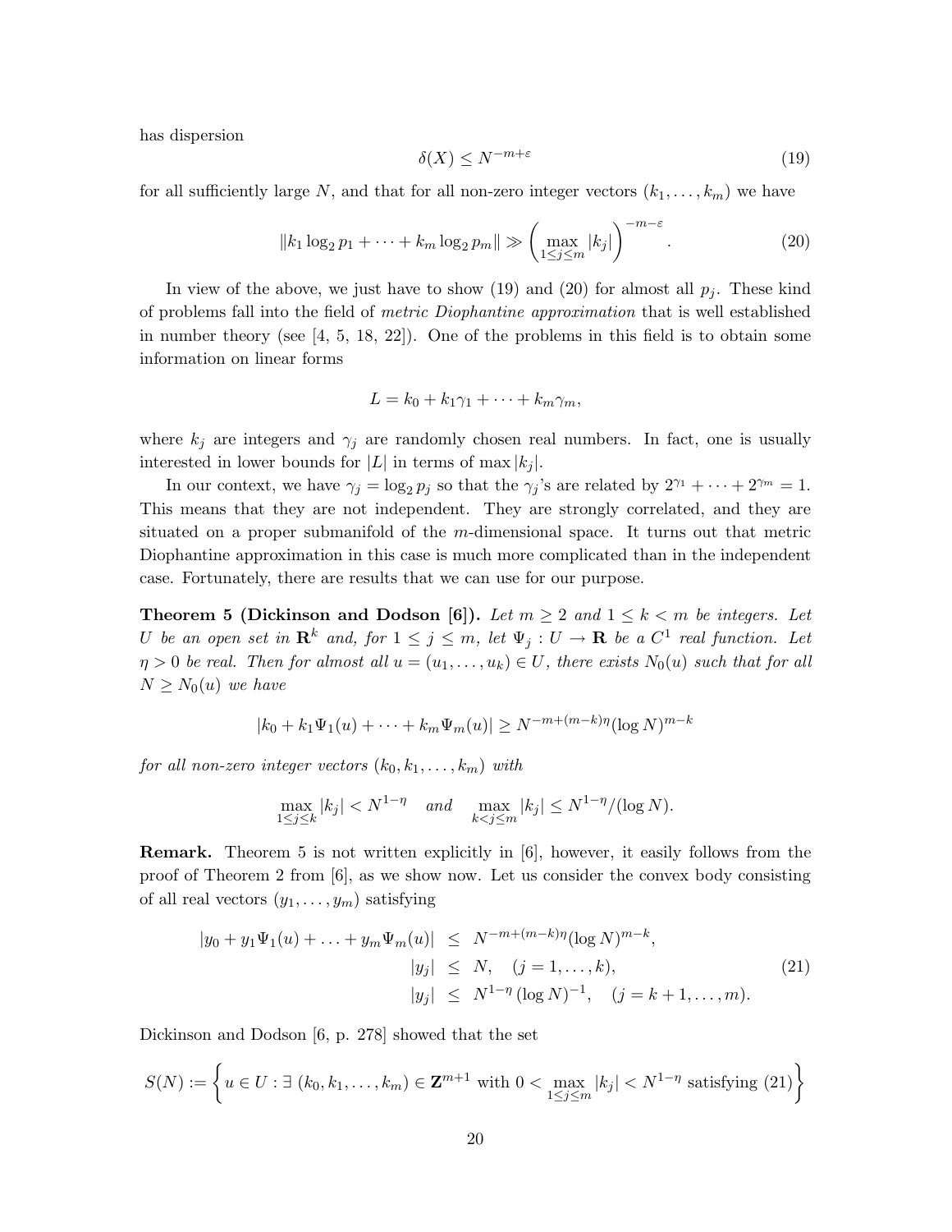has dispersion

$$\delta(X) \le N^{-m+\varepsilon} \tag{19}$$

for all sufficiently large $N$, and that for all non-zero integer vectors $(k_1, \ldots, k_m)$ we have

$$\|k_1 \log_2 p_1 + \cdots + k_m \log_2 p_m\| \gg \left(\max_{1\le j\le m} |k_j|\right)^{-m-\varepsilon}. \tag{20}$$

In view of the above, we just have to show (19) and (20) for almost all $p_j$. These kind of problems fall into the field of *metric Diophantine approximation* that is well established in number theory (see [4, 5, 18, 22]). One of the problems in this field is to obtain some information on linear forms

$$L = k_0 + k_1\gamma_1 + \cdots + k_m\gamma_m,$$

where $k_j$ are integers and $\gamma_j$ are randomly chosen real numbers. In fact, one is usually interested in lower bounds for $|L|$ in terms of $\max |k_j|$.

In our context, we have $\gamma_j = \log_2 p_j$ so that the $\gamma_j$'s are related by $2^{\gamma_1} + \cdots + 2^{\gamma_m} = 1$. This means that they are not independent. They are strongly correlated, and they are situated on a proper submanifold of the $m$-dimensional space. It turns out that metric Diophantine approximation in this case is much more complicated than in the independent case. Fortunately, there are results that we can use for our purpose.

**Theorem 5 (Dickinson and Dodson [6]).** *Let $m \ge 2$ and $1 \le k < m$ be integers. Let $U$ be an open set in $\mathbf{R}^k$ and, for $1 \le j \le m$, let $\Psi_j : U \to \mathbf{R}$ be a $C^1$ real function. Let $\eta > 0$ be real. Then for almost all $u = (u_1, \ldots, u_k) \in U$, there exists $N_0(u)$ such that for all $N \ge N_0(u)$ we have*

$$|k_0 + k_1\Psi_1(u) + \cdots + k_m\Psi_m(u)| \ge N^{-m+(m-k)\eta}(\log N)^{m-k}$$

*for all non-zero integer vectors $(k_0, k_1, \ldots, k_m)$ with*

$$\max_{1\le j\le k} |k_j| < N^{1-\eta} \quad \textit{and} \quad \max_{k<j\le m} |k_j| \le N^{1-\eta}/(\log N).$$

**Remark.** Theorem 5 is not written explicitly in [6], however, it easily follows from the proof of Theorem 2 from [6], as we show now. Let us consider the convex body consisting of all real vectors $(y_1, \ldots, y_m)$ satisfying

$$\begin{aligned} |y_0 + y_1\Psi_1(u) + \ldots + y_m\Psi_m(u)| &\le N^{-m+(m-k)\eta}(\log N)^{m-k}, \\ |y_j| &\le N, \quad (j = 1, \ldots, k), \\ |y_j| &\le N^{1-\eta}(\log N)^{-1}, \quad (j = k+1, \ldots, m). \end{aligned} \tag{21}$$

Dickinson and Dodson [6, p. 278] showed that the set

$$S(N) := \left\{ u \in U : \exists\ (k_0, k_1, \ldots, k_m) \in \mathbf{Z}^{m+1} \text{ with } 0 < \max_{1\le j\le m} |k_j| < N^{1-\eta} \text{ satisfying (21)} \right\}$$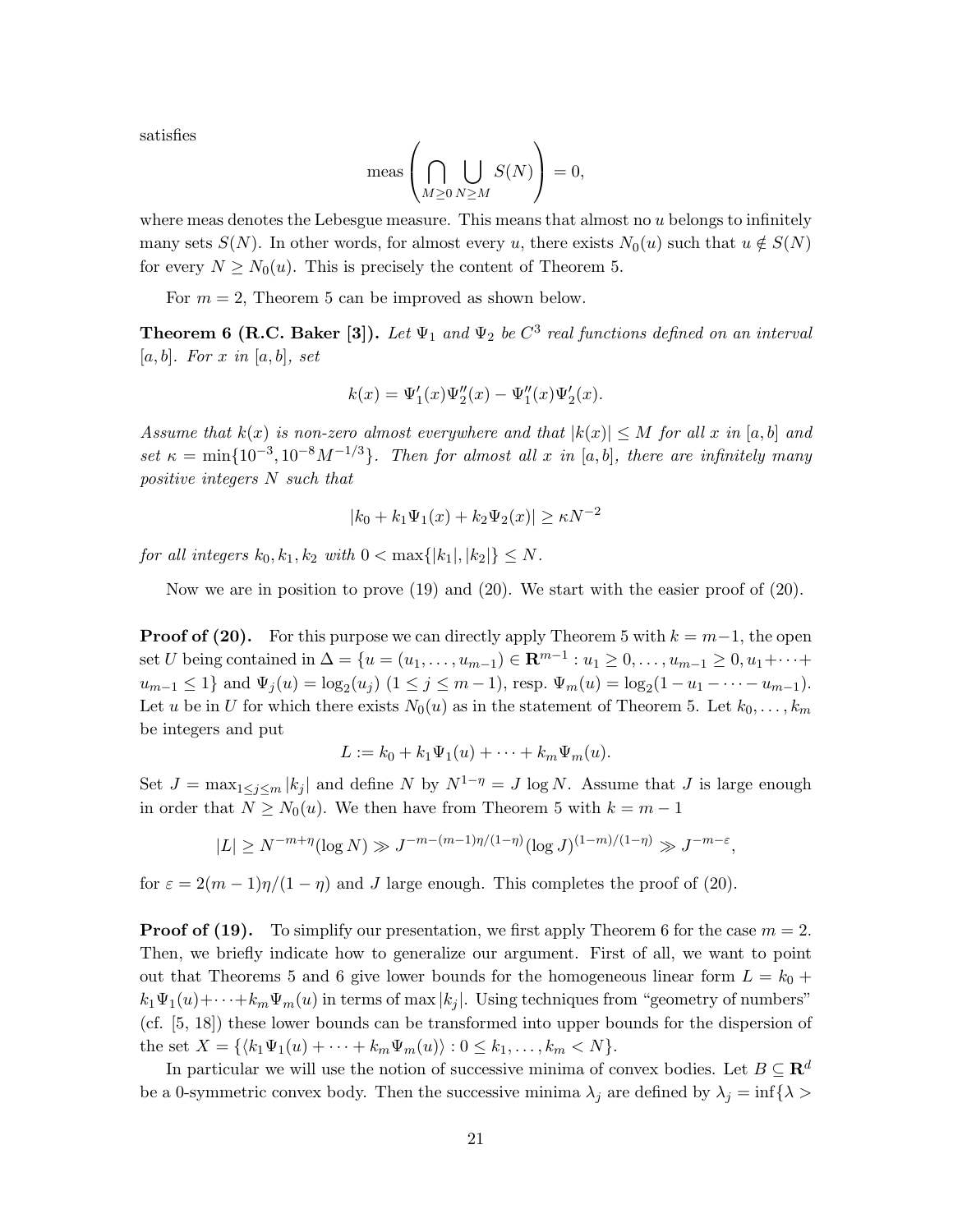satisfies

$$\operatorname{meas}\left(\bigcap_{M\geq 0}\bigcup_{N\geq M} S(N)\right)=0,$$

where meas denotes the Lebesgue measure. This means that almost no $u$ belongs to infinitely many sets $S(N)$. In other words, for almost every $u$, there exists $N_0(u)$ such that $u \notin S(N)$ for every $N \geq N_0(u)$. This is precisely the content of Theorem 5.

For $m=2$, Theorem 5 can be improved as shown below.

**Theorem 6 (R.C. Baker [3]).** *Let $\Psi_1$ and $\Psi_2$ be $C^3$ real functions defined on an interval $[a,b]$. For $x$ in $[a,b]$, set*

$$k(x)=\Psi_1'(x)\Psi_2''(x)-\Psi_1''(x)\Psi_2'(x).$$

*Assume that $k(x)$ is non-zero almost everywhere and that $|k(x)|\leq M$ for all $x$ in $[a,b]$ and set $\kappa=\min\{10^{-3},10^{-8}M^{-1/3}\}$. Then for almost all $x$ in $[a,b]$, there are infinitely many positive integers $N$ such that*

$$|k_0+k_1\Psi_1(x)+k_2\Psi_2(x)|\geq \kappa N^{-2}$$

*for all integers $k_0,k_1,k_2$ with $0<\max\{|k_1|,|k_2|\}\leq N$.*

Now we are in position to prove (19) and (20). We start with the easier proof of (20).

**Proof of (20).** For this purpose we can directly apply Theorem 5 with $k=m-1$, the open set $U$ being contained in $\Delta=\{u=(u_1,\ldots,u_{m-1})\in \mathbf{R}^{m-1}: u_1\geq 0,\ldots,u_{m-1}\geq 0, u_1+\cdots+u_{m-1}\leq 1\}$ and $\Psi_j(u)=\log_2(u_j)$ $(1\leq j\leq m-1)$, resp. $\Psi_m(u)=\log_2(1-u_1-\cdots-u_{m-1})$. Let $u$ be in $U$ for which there exists $N_0(u)$ as in the statement of Theorem 5. Let $k_0,\ldots,k_m$ be integers and put

$$L:=k_0+k_1\Psi_1(u)+\cdots+k_m\Psi_m(u).$$

Set $J=\max_{1\leq j\leq m}|k_j|$ and define $N$ by $N^{1-\eta}=J\log N$. Assume that $J$ is large enough in order that $N\geq N_0(u)$. We then have from Theorem 5 with $k=m-1$

$$|L|\geq N^{-m+\eta}(\log N)\gg J^{-m-(m-1)\eta/(1-\eta)}(\log J)^{(1-m)/(1-\eta)}\gg J^{-m-\varepsilon},$$

for $\varepsilon=2(m-1)\eta/(1-\eta)$ and $J$ large enough. This completes the proof of (20).

**Proof of (19).** To simplify our presentation, we first apply Theorem 6 for the case $m=2$. Then, we briefly indicate how to generalize our argument. First of all, we want to point out that Theorems 5 and 6 give lower bounds for the homogeneous linear form $L=k_0+k_1\Psi_1(u)+\cdots+k_m\Psi_m(u)$ in terms of $\max|k_j|$. Using techniques from "geometry of numbers" (cf. [5, 18]) these lower bounds can be transformed into upper bounds for the dispersion of the set $X=\{\langle k_1\Psi_1(u)+\cdots+k_m\Psi_m(u)\rangle : 0\leq k_1,\ldots,k_m<N\}$.

In particular we will use the notion of successive minima of convex bodies. Let $B\subseteq \mathbf{R}^d$ be a 0-symmetric convex body. Then the successive minima $\lambda_j$ are defined by $\lambda_j=\inf\{\lambda>$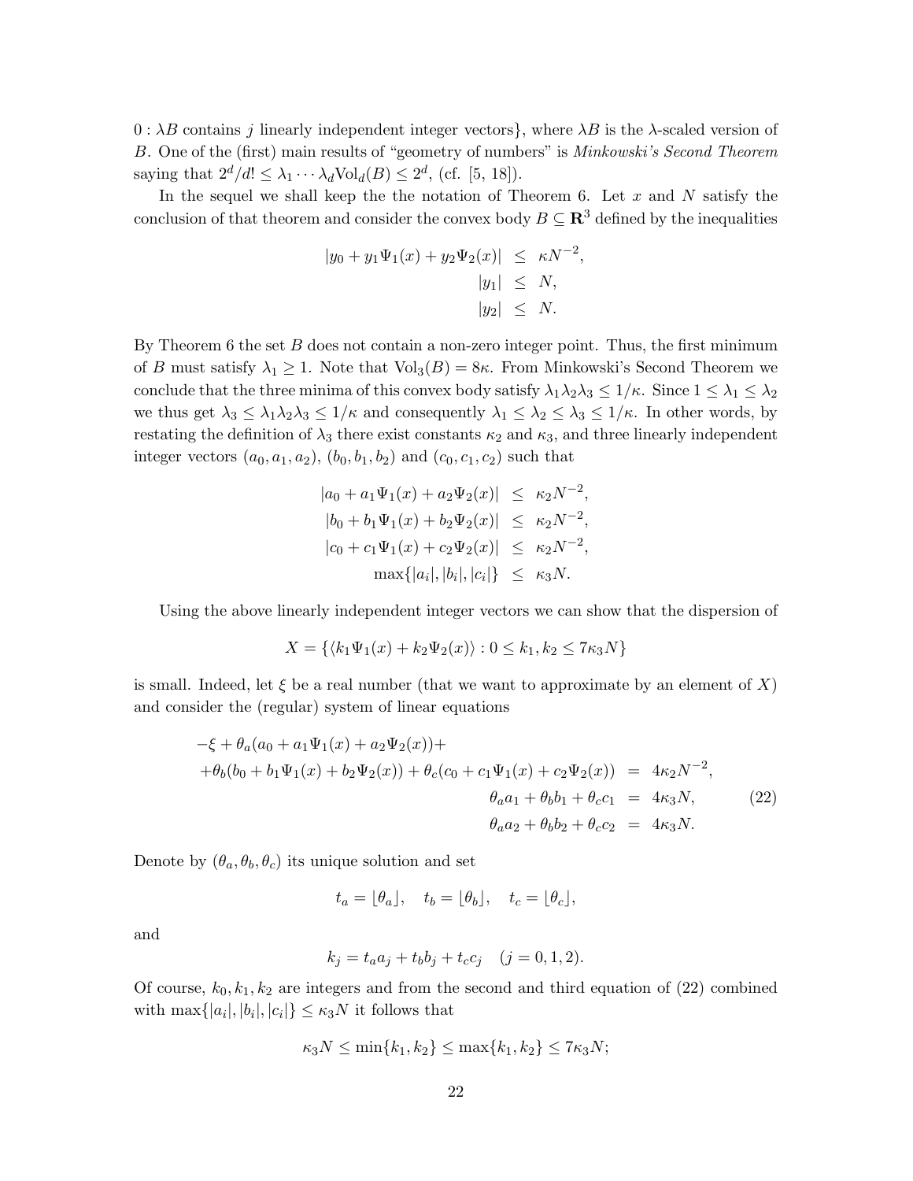$0 : \lambda B$ contains $j$ linearly independent integer vectors}, where $\lambda B$ is the $\lambda$-scaled version of $B$. One of the (first) main results of "geometry of numbers" is *Minkowski's Second Theorem* saying that $2^d/d! \le \lambda_1 \cdots \lambda_d \mathrm{Vol}_d(B) \le 2^d$, (cf. [5, 18]).

In the sequel we shall keep the the notation of Theorem 6. Let $x$ and $N$ satisfy the conclusion of that theorem and consider the convex body $B \subseteq \mathbf{R}^3$ defined by the inequalities

$$
\begin{aligned}
|y_0 + y_1\Psi_1(x) + y_2\Psi_2(x)| &\le \kappa N^{-2}, \\
|y_1| &\le N, \\
|y_2| &\le N.
\end{aligned}
$$

By Theorem 6 the set $B$ does not contain a non-zero integer point. Thus, the first minimum of $B$ must satisfy $\lambda_1 \ge 1$. Note that $\mathrm{Vol}_3(B) = 8\kappa$. From Minkowski's Second Theorem we conclude that the three minima of this convex body satisfy $\lambda_1\lambda_2\lambda_3 \le 1/\kappa$. Since $1 \le \lambda_1 \le \lambda_2$ we thus get $\lambda_3 \le \lambda_1\lambda_2\lambda_3 \le 1/\kappa$ and consequently $\lambda_1 \le \lambda_2 \le \lambda_3 \le 1/\kappa$. In other words, by restating the definition of $\lambda_3$ there exist constants $\kappa_2$ and $\kappa_3$, and three linearly independent integer vectors $(a_0, a_1, a_2)$, $(b_0, b_1, b_2)$ and $(c_0, c_1, c_2)$ such that

$$
\begin{aligned}
|a_0 + a_1\Psi_1(x) + a_2\Psi_2(x)| &\le \kappa_2 N^{-2}, \\
|b_0 + b_1\Psi_1(x) + b_2\Psi_2(x)| &\le \kappa_2 N^{-2}, \\
|c_0 + c_1\Psi_1(x) + c_2\Psi_2(x)| &\le \kappa_2 N^{-2}, \\
\max\{|a_i|, |b_i|, |c_i|\} &\le \kappa_3 N.
\end{aligned}
$$

Using the above linearly independent integer vectors we can show that the dispersion of

$$
X = \{\langle k_1\Psi_1(x) + k_2\Psi_2(x)\rangle : 0 \le k_1, k_2 \le 7\kappa_3 N\}
$$

is small. Indeed, let $\xi$ be a real number (that we want to approximate by an element of $X$) and consider the (regular) system of linear equations

$$
\begin{aligned}
-\xi + \theta_a(a_0 + a_1\Psi_1(x) + a_2\Psi_2(x)) +& \\
+\theta_b(b_0 + b_1\Psi_1(x) + b_2\Psi_2(x)) + \theta_c(c_0 + c_1\Psi_1(x) + c_2\Psi_2(x)) &= 4\kappa_2 N^{-2}, \\
\theta_a a_1 + \theta_b b_1 + \theta_c c_1 &= 4\kappa_3 N, \\
\theta_a a_2 + \theta_b b_2 + \theta_c c_2 &= 4\kappa_3 N.
\end{aligned}
\tag{22}
$$

Denote by $(\theta_a, \theta_b, \theta_c)$ its unique solution and set

$$
t_a = \lfloor \theta_a \rfloor, \quad t_b = \lfloor \theta_b \rfloor, \quad t_c = \lfloor \theta_c \rfloor,
$$

and

$$
k_j = t_a a_j + t_b b_j + t_c c_j \quad (j = 0, 1, 2).
$$

Of course, $k_0, k_1, k_2$ are integers and from the second and third equation of (22) combined with $\max\{|a_i|, |b_i|, |c_i|\} \le \kappa_3 N$ it follows that

$$
\kappa_3 N \le \min\{k_1, k_2\} \le \max\{k_1, k_2\} \le 7\kappa_3 N;
$$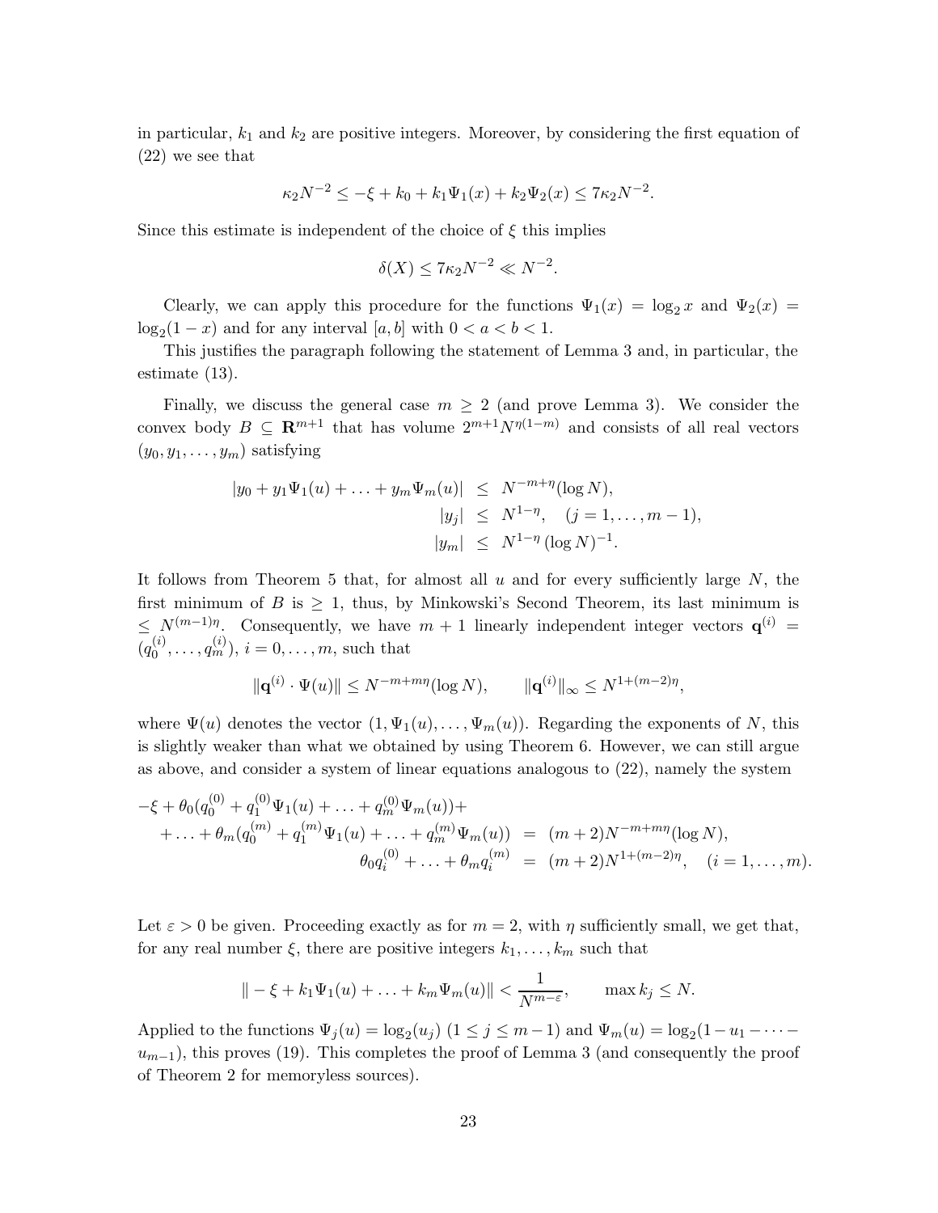in particular, $k_1$ and $k_2$ are positive integers. Moreover, by considering the first equation of (22) we see that

$$\kappa_2 N^{-2} \le -\xi + k_0 + k_1\Psi_1(x) + k_2\Psi_2(x) \le 7\kappa_2 N^{-2}.$$

Since this estimate is independent of the choice of $\xi$ this implies

$$\delta(X) \le 7\kappa_2 N^{-2} \ll N^{-2}.$$

Clearly, we can apply this procedure for the functions $\Psi_1(x) = \log_2 x$ and $\Psi_2(x) = \log_2(1-x)$ and for any interval $[a,b]$ with $0 < a < b < 1$.

This justifies the paragraph following the statement of Lemma 3 and, in particular, the estimate (13).

Finally, we discuss the general case $m \ge 2$ (and prove Lemma 3). We consider the convex body $B \subseteq \mathbf{R}^{m+1}$ that has volume $2^{m+1}N^{\eta(1-m)}$ and consists of all real vectors $(y_0, y_1, \ldots, y_m)$ satisfying

$$\begin{aligned}
|y_0 + y_1\Psi_1(u) + \ldots + y_m\Psi_m(u)| &\le N^{-m+\eta}(\log N),\\
|y_j| &\le N^{1-\eta}, \quad (j = 1, \ldots, m-1),\\
|y_m| &\le N^{1-\eta}\,(\log N)^{-1}.
\end{aligned}$$

It follows from Theorem 5 that, for almost all $u$ and for every sufficiently large $N$, the first minimum of $B$ is $\ge 1$, thus, by Minkowski's Second Theorem, its last minimum is $\le N^{(m-1)\eta}$. Consequently, we have $m+1$ linearly independent integer vectors $\mathbf{q}^{(i)} = (q_0^{(i)}, \ldots, q_m^{(i)})$, $i = 0, \ldots, m$, such that

$$\|\mathbf{q}^{(i)} \cdot \Psi(u)\| \le N^{-m+m\eta}(\log N), \qquad \|\mathbf{q}^{(i)}\|_\infty \le N^{1+(m-2)\eta},$$

where $\Psi(u)$ denotes the vector $(1, \Psi_1(u), \ldots, \Psi_m(u))$. Regarding the exponents of $N$, this is slightly weaker than what we obtained by using Theorem 6. However, we can still argue as above, and consider a system of linear equations analogous to (22), namely the system

$$\begin{aligned}
-\xi + \theta_0(q_0^{(0)} + q_1^{(0)}\Psi_1(u) + \ldots + q_m^{(0)}\Psi_m(u)) + &\\
+ \ldots + \theta_m(q_0^{(m)} + q_1^{(m)}\Psi_1(u) + \ldots + q_m^{(m)}\Psi_m(u)) &= (m+2)N^{-m+m\eta}(\log N),\\
\theta_0 q_i^{(0)} + \ldots + \theta_m q_i^{(m)} &= (m+2)N^{1+(m-2)\eta}, \quad (i = 1, \ldots, m).
\end{aligned}$$

Let $\varepsilon > 0$ be given. Proceeding exactly as for $m = 2$, with $\eta$ sufficiently small, we get that, for any real number $\xi$, there are positive integers $k_1, \ldots, k_m$ such that

$$\| -\xi + k_1\Psi_1(u) + \ldots + k_m\Psi_m(u)\| < \frac{1}{N^{m-\varepsilon}}, \qquad \max k_j \le N.$$

Applied to the functions $\Psi_j(u) = \log_2(u_j)$ $(1 \le j \le m-1)$ and $\Psi_m(u) = \log_2(1 - u_1 - \cdots - u_{m-1})$, this proves (19). This completes the proof of Lemma 3 (and consequently the proof of Theorem 2 for memoryless sources).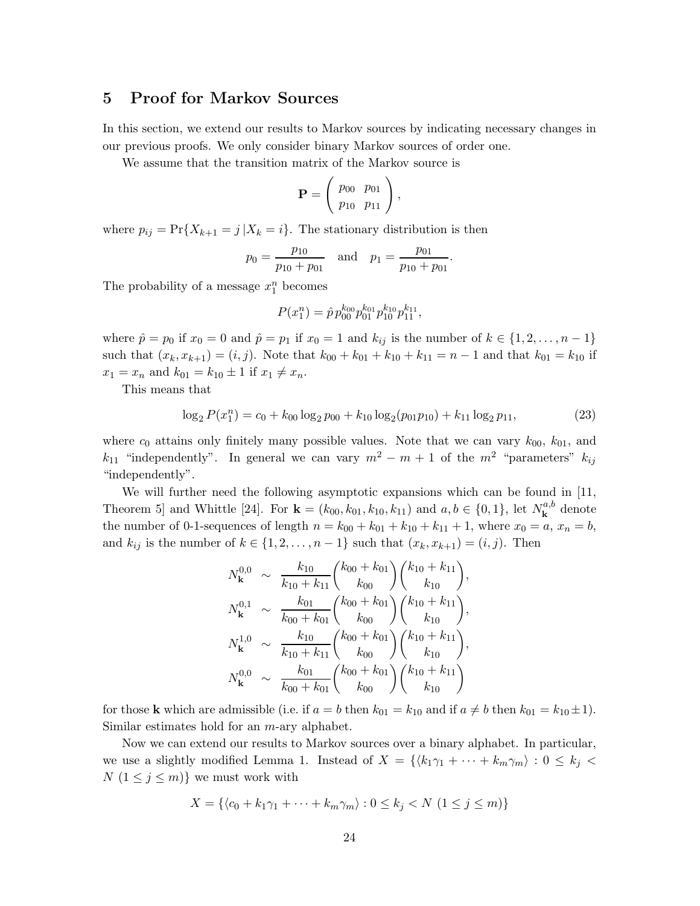## 5 Proof for Markov Sources

In this section, we extend our results to Markov sources by indicating necessary changes in our previous proofs. We only consider binary Markov sources of order one.

We assume that the transition matrix of the Markov source is

$$\mathbf{P} = \begin{pmatrix} p_{00} & p_{01} \\ p_{10} & p_{11} \end{pmatrix},$$

where $p_{ij} = \Pr\{X_{k+1} = j \,|X_k = i\}$. The stationary distribution is then

$$p_0 = \frac{p_{10}}{p_{10} + p_{01}} \quad \text{and} \quad p_1 = \frac{p_{01}}{p_{10} + p_{01}}.$$

The probability of a message $x_1^n$ becomes

$$P(x_1^n) = \hat{p}\, p_{00}^{k_{00}} p_{01}^{k_{01}} p_{10}^{k_{10}} p_{11}^{k_{11}},$$

where $\hat{p} = p_0$ if $x_0 = 0$ and $\hat{p} = p_1$ if $x_0 = 1$ and $k_{ij}$ is the number of $k \in \{1, 2, \ldots, n-1\}$ such that $(x_k, x_{k+1}) = (i, j)$. Note that $k_{00} + k_{01} + k_{10} + k_{11} = n - 1$ and that $k_{01} = k_{10}$ if $x_1 = x_n$ and $k_{01} = k_{10} \pm 1$ if $x_1 \neq x_n$.

This means that

$$\log_2 P(x_1^n) = c_0 + k_{00} \log_2 p_{00} + k_{10} \log_2 (p_{01} p_{10}) + k_{11} \log_2 p_{11}, \tag{23}$$

where $c_0$ attains only finitely many possible values. Note that we can vary $k_{00}$, $k_{01}$, and $k_{11}$ "independently". In general we can vary $m^2 - m + 1$ of the $m^2$ "parameters" $k_{ij}$ "independently".

We will further need the following asymptotic expansions which can be found in [11, Theorem 5] and Whittle [24]. For $\mathbf{k} = (k_{00}, k_{01}, k_{10}, k_{11})$ and $a, b \in \{0, 1\}$, let $N_{\mathbf{k}}^{a,b}$ denote the number of 0-1-sequences of length $n = k_{00} + k_{01} + k_{10} + k_{11} + 1$, where $x_0 = a$, $x_n = b$, and $k_{ij}$ is the number of $k \in \{1, 2, \ldots, n-1\}$ such that $(x_k, x_{k+1}) = (i, j)$. Then

$$\begin{aligned}
N_{\mathbf{k}}^{0,0} &\sim \frac{k_{10}}{k_{10} + k_{11}} \binom{k_{00} + k_{01}}{k_{00}} \binom{k_{10} + k_{11}}{k_{10}}, \\
N_{\mathbf{k}}^{0,1} &\sim \frac{k_{01}}{k_{00} + k_{01}} \binom{k_{00} + k_{01}}{k_{00}} \binom{k_{10} + k_{11}}{k_{10}}, \\
N_{\mathbf{k}}^{1,0} &\sim \frac{k_{10}}{k_{10} + k_{11}} \binom{k_{00} + k_{01}}{k_{00}} \binom{k_{10} + k_{11}}{k_{10}}, \\
N_{\mathbf{k}}^{0,0} &\sim \frac{k_{01}}{k_{00} + k_{01}} \binom{k_{00} + k_{01}}{k_{00}} \binom{k_{10} + k_{11}}{k_{10}}
\end{aligned}$$

for those $\mathbf{k}$ which are admissible (i.e. if $a = b$ then $k_{01} = k_{10}$ and if $a \neq b$ then $k_{01} = k_{10} \pm 1$). Similar estimates hold for an $m$-ary alphabet.

Now we can extend our results to Markov sources over a binary alphabet. In particular, we use a slightly modified Lemma 1. Instead of $X = \{\langle k_1\gamma_1 + \cdots + k_m\gamma_m \rangle : 0 \le k_j < N \ (1 \le j \le m)\}$ we must work with

$$X = \{\langle c_0 + k_1\gamma_1 + \cdots + k_m\gamma_m \rangle : 0 \le k_j < N \ (1 \le j \le m)\}$$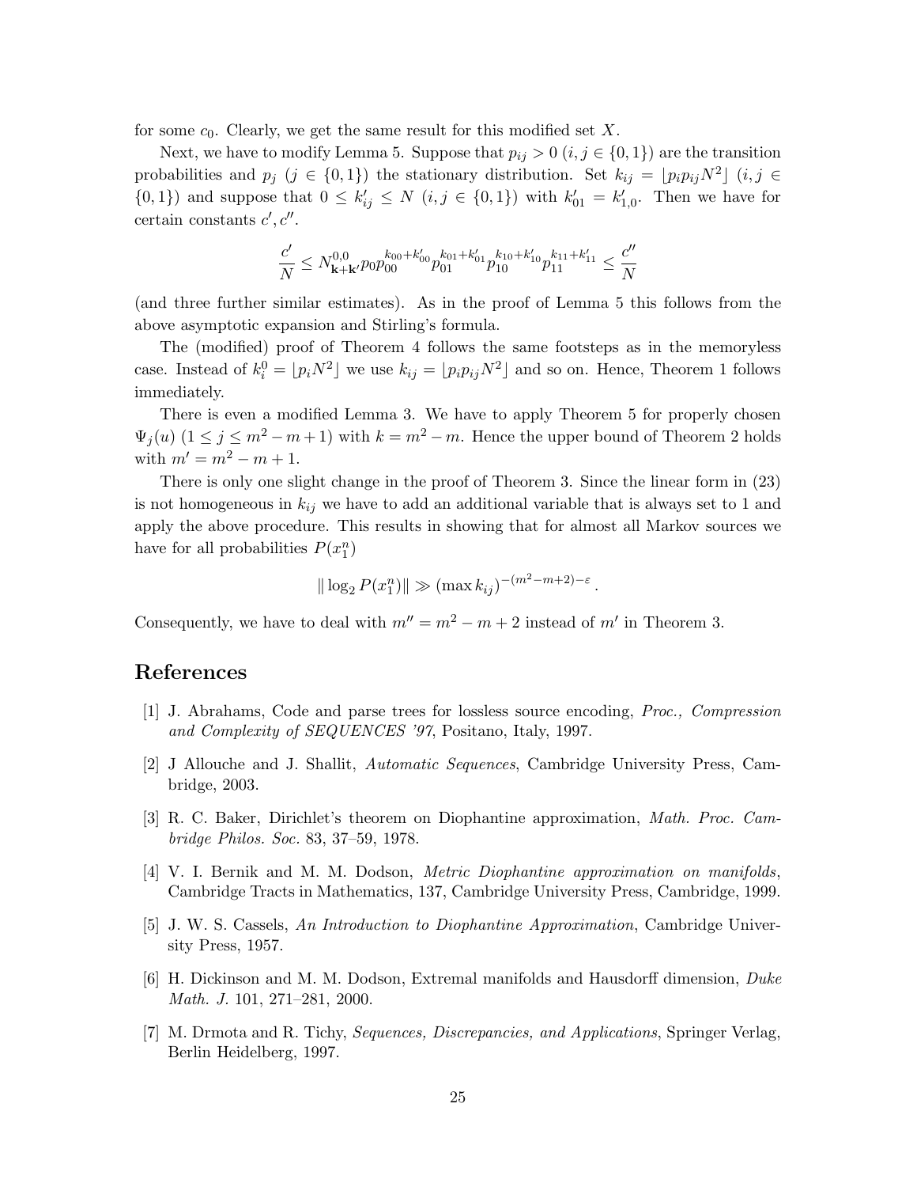for some $c_0$. Clearly, we get the same result for this modified set $X$.

Next, we have to modify Lemma 5. Suppose that $p_{ij} > 0$ $(i, j \in \{0, 1\})$ are the transition probabilities and $p_j$ $(j \in \{0, 1\})$ the stationary distribution. Set $k_{ij} = \lfloor p_i p_{ij} N^2 \rfloor$ $(i, j \in \{0, 1\})$ and suppose that $0 \le k'_{ij} \le N$ $(i, j \in \{0, 1\})$ with $k'_{01} = k'_{1,0}$. Then we have for certain constants $c', c''$.

$$\frac{c'}{N} \le N^{0,0}_{\mathbf{k}+\mathbf{k}'} p_0 p_{00}^{k_{00}+k'_{00}} p_{01}^{k_{01}+k'_{01}} p_{10}^{k_{10}+k'_{10}} p_{11}^{k_{11}+k'_{11}} \le \frac{c''}{N}$$

(and three further similar estimates). As in the proof of Lemma 5 this follows from the above asymptotic expansion and Stirling's formula.

The (modified) proof of Theorem 4 follows the same footsteps as in the memoryless case. Instead of $k_i^0 = \lfloor p_i N^2 \rfloor$ we use $k_{ij} = \lfloor p_i p_{ij} N^2 \rfloor$ and so on. Hence, Theorem 1 follows immediately.

There is even a modified Lemma 3. We have to apply Theorem 5 for properly chosen $\Psi_j(u)$ $(1 \le j \le m^2 - m + 1)$ with $k = m^2 - m$. Hence the upper bound of Theorem 2 holds with $m' = m^2 - m + 1$.

There is only one slight change in the proof of Theorem 3. Since the linear form in (23) is not homogeneous in $k_{ij}$ we have to add an additional variable that is always set to 1 and apply the above procedure. This results in showing that for almost all Markov sources we have for all probabilities $P(x_1^n)$

$$\| \log_2 P(x_1^n) \| \gg (\max k_{ij})^{-(m^2-m+2)-\varepsilon}.$$

Consequently, we have to deal with $m'' = m^2 - m + 2$ instead of $m'$ in Theorem 3.

## References

[1] J. Abrahams, Code and parse trees for lossless source encoding, *Proc., Compression and Complexity of SEQUENCES '97*, Positano, Italy, 1997.

[2] J Allouche and J. Shallit, *Automatic Sequences*, Cambridge University Press, Cambridge, 2003.

[3] R. C. Baker, Dirichlet's theorem on Diophantine approximation, *Math. Proc. Cambridge Philos. Soc.* 83, 37–59, 1978.

[4] V. I. Bernik and M. M. Dodson, *Metric Diophantine approximation on manifolds*, Cambridge Tracts in Mathematics, 137, Cambridge University Press, Cambridge, 1999.

[5] J. W. S. Cassels, *An Introduction to Diophantine Approximation*, Cambridge University Press, 1957.

[6] H. Dickinson and M. M. Dodson, Extremal manifolds and Hausdorff dimension, *Duke Math. J.* 101, 271–281, 2000.

[7] M. Drmota and R. Tichy, *Sequences, Discrepancies, and Applications*, Springer Verlag, Berlin Heidelberg, 1997.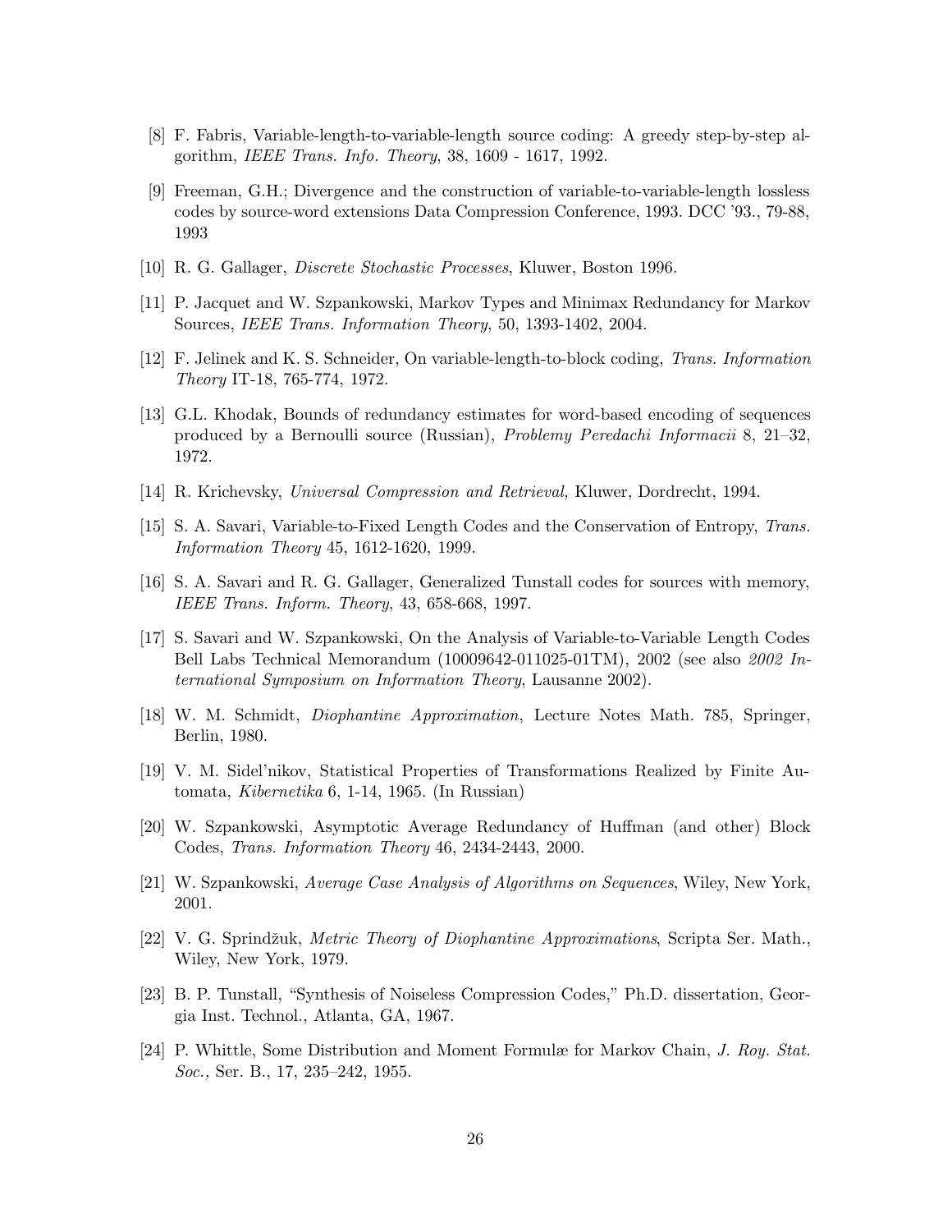[8] F. Fabris, Variable-length-to-variable-length source coding: A greedy step-by-step algorithm, *IEEE Trans. Info. Theory*, 38, 1609 - 1617, 1992.

[9] Freeman, G.H.; Divergence and the construction of variable-to-variable-length lossless codes by source-word extensions Data Compression Conference, 1993. DCC '93., 79-88, 1993

[10] R. G. Gallager, *Discrete Stochastic Processes*, Kluwer, Boston 1996.

[11] P. Jacquet and W. Szpankowski, Markov Types and Minimax Redundancy for Markov Sources, *IEEE Trans. Information Theory*, 50, 1393-1402, 2004.

[12] F. Jelinek and K. S. Schneider, On variable-length-to-block coding, *Trans. Information Theory* IT-18, 765-774, 1972.

[13] G.L. Khodak, Bounds of redundancy estimates for word-based encoding of sequences produced by a Bernoulli source (Russian), *Problemy Peredachi Informacii* 8, 21–32, 1972.

[14] R. Krichevsky, *Universal Compression and Retrieval,* Kluwer, Dordrecht, 1994.

[15] S. A. Savari, Variable-to-Fixed Length Codes and the Conservation of Entropy, *Trans. Information Theory* 45, 1612-1620, 1999.

[16] S. A. Savari and R. G. Gallager, Generalized Tunstall codes for sources with memory, *IEEE Trans. Inform. Theory*, 43, 658-668, 1997.

[17] S. Savari and W. Szpankowski, On the Analysis of Variable-to-Variable Length Codes Bell Labs Technical Memorandum (10009642-011025-01TM), 2002 (see also *2002 International Symposium on Information Theory*, Lausanne 2002).

[18] W. M. Schmidt, *Diophantine Approximation*, Lecture Notes Math. 785, Springer, Berlin, 1980.

[19] V. M. Sidel'nikov, Statistical Properties of Transformations Realized by Finite Automata, *Kibernetika* 6, 1-14, 1965. (In Russian)

[20] W. Szpankowski, Asymptotic Average Redundancy of Huffman (and other) Block Codes, *Trans. Information Theory* 46, 2434-2443, 2000.

[21] W. Szpankowski, *Average Case Analysis of Algorithms on Sequences*, Wiley, New York, 2001.

[22] V. G. Sprindžuk, *Metric Theory of Diophantine Approximations*, Scripta Ser. Math., Wiley, New York, 1979.

[23] B. P. Tunstall, "Synthesis of Noiseless Compression Codes," Ph.D. dissertation, Georgia Inst. Technol., Atlanta, GA, 1967.

[24] P. Whittle, Some Distribution and Moment Formulæ for Markov Chain, *J. Roy. Stat. Soc.,* Ser. B., 17, 235–242, 1955.